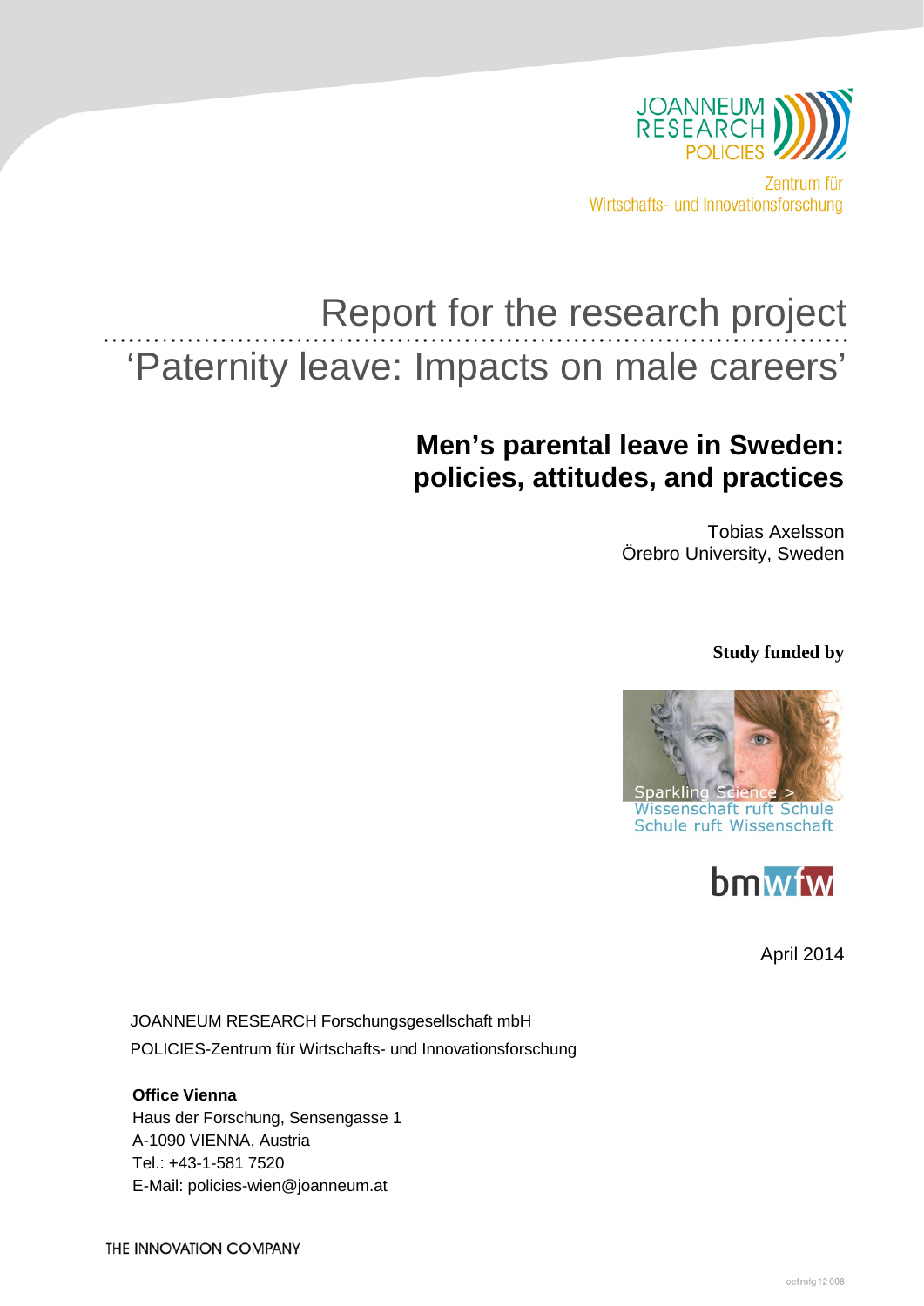JOANNEUM RESEARCH POLICIES

Zentrum für Wirtschafts- und Innovationsforschung

# Report for the research project 'Paternity leave: Impacts on male careers'

## Men's parental leave in Sweden: policies, attitudes, and practices

Tobias Axelsson
Örebro University, Sweden

**Study funded by**

Sparkling Science > Wissenschaft ruft Schule Schule ruft Wissenschaft

bmwfw

April 2014

JOANNEUM RESEARCH Forschungsgesellschaft mbH
POLICIES-Zentrum für Wirtschafts- und Innovationsforschung

**Office Vienna**
Haus der Forschung, Sensengasse 1
A-1090 VIENNA, Austria
Tel.: +43-1-581 7520
E-Mail: policies-wien@joanneum.at

THE INNOVATION COMPANY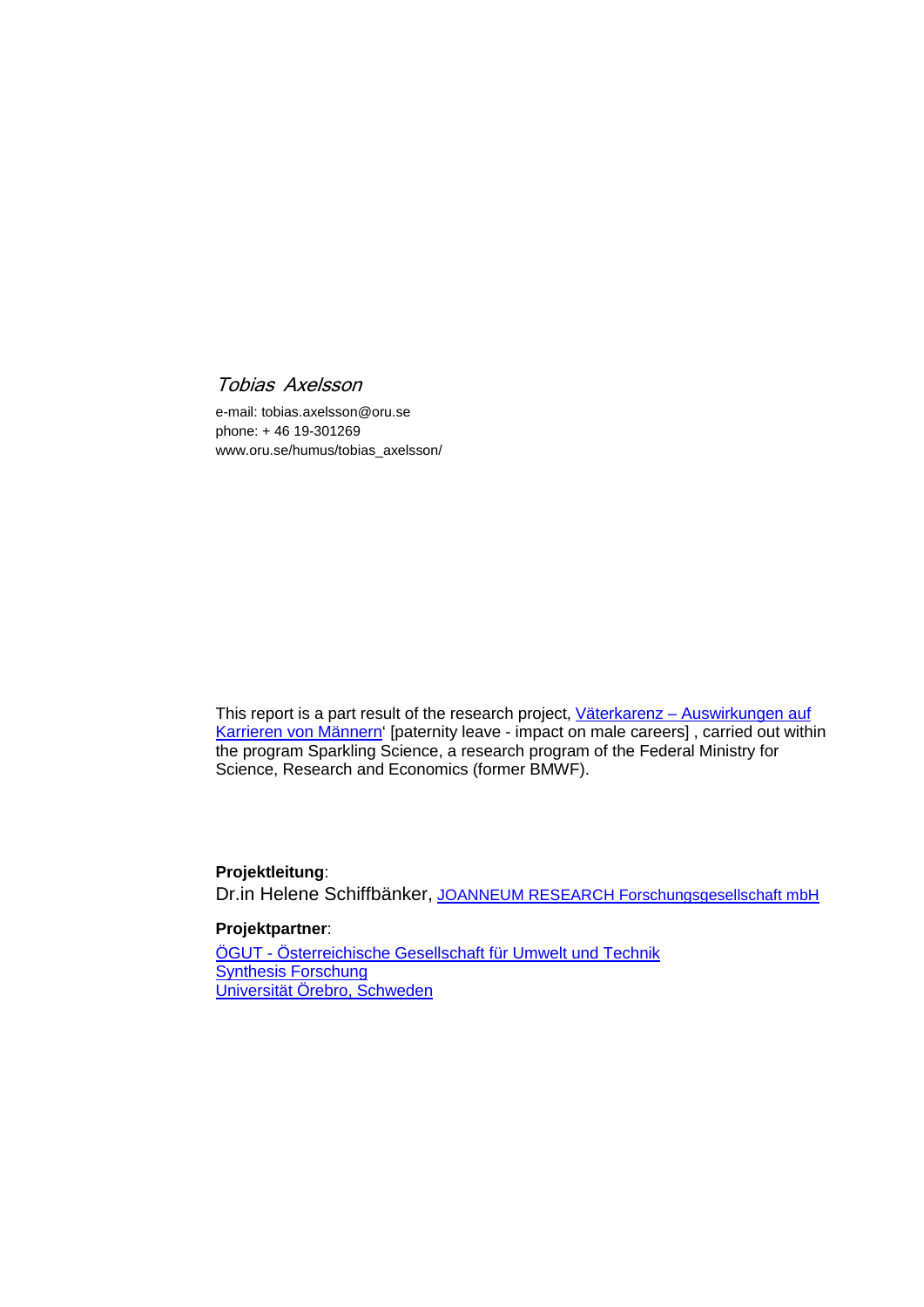*Tobias Axelsson*

e-mail: tobias.axelsson@oru.se
phone: + 46 19-301269
www.oru.se/humus/tobias_axelsson/

This report is a part result of the research project, Väterkarenz – Auswirkungen auf Karrieren von Männern' [paternity leave - impact on male careers] , carried out within the program Sparkling Science, a research program of the Federal Ministry for Science, Research and Economics (former BMWF).

**Projektleitung**:
Dr.in Helene Schiffbänker, JOANNEUM RESEARCH Forschungsgesellschaft mbH

**Projektpartner**:
ÖGUT - Österreichische Gesellschaft für Umwelt und Technik
Synthesis Forschung
Universität Örebro, Schweden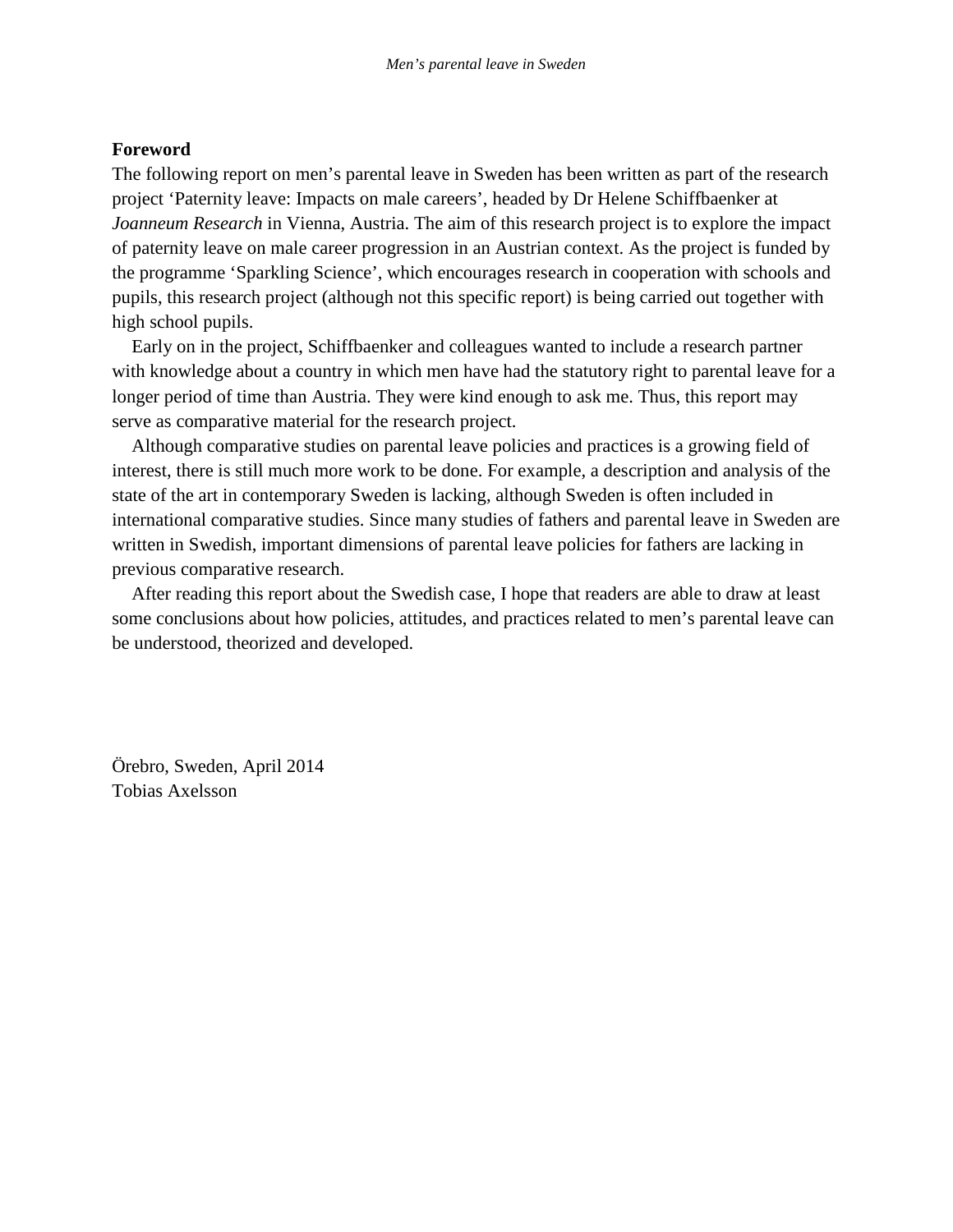## Foreword

The following report on men's parental leave in Sweden has been written as part of the research project 'Paternity leave: Impacts on male careers', headed by Dr Helene Schiffbaenker at *Joanneum Research* in Vienna, Austria. The aim of this research project is to explore the impact of paternity leave on male career progression in an Austrian context. As the project is funded by the programme 'Sparkling Science', which encourages research in cooperation with schools and pupils, this research project (although not this specific report) is being carried out together with high school pupils.

Early on in the project, Schiffbaenker and colleagues wanted to include a research partner with knowledge about a country in which men have had the statutory right to parental leave for a longer period of time than Austria. They were kind enough to ask me. Thus, this report may serve as comparative material for the research project.

Although comparative studies on parental leave policies and practices is a growing field of interest, there is still much more work to be done. For example, a description and analysis of the state of the art in contemporary Sweden is lacking, although Sweden is often included in international comparative studies. Since many studies of fathers and parental leave in Sweden are written in Swedish, important dimensions of parental leave policies for fathers are lacking in previous comparative research.

After reading this report about the Swedish case, I hope that readers are able to draw at least some conclusions about how policies, attitudes, and practices related to men's parental leave can be understood, theorized and developed.

Örebro, Sweden, April 2014  
Tobias Axelsson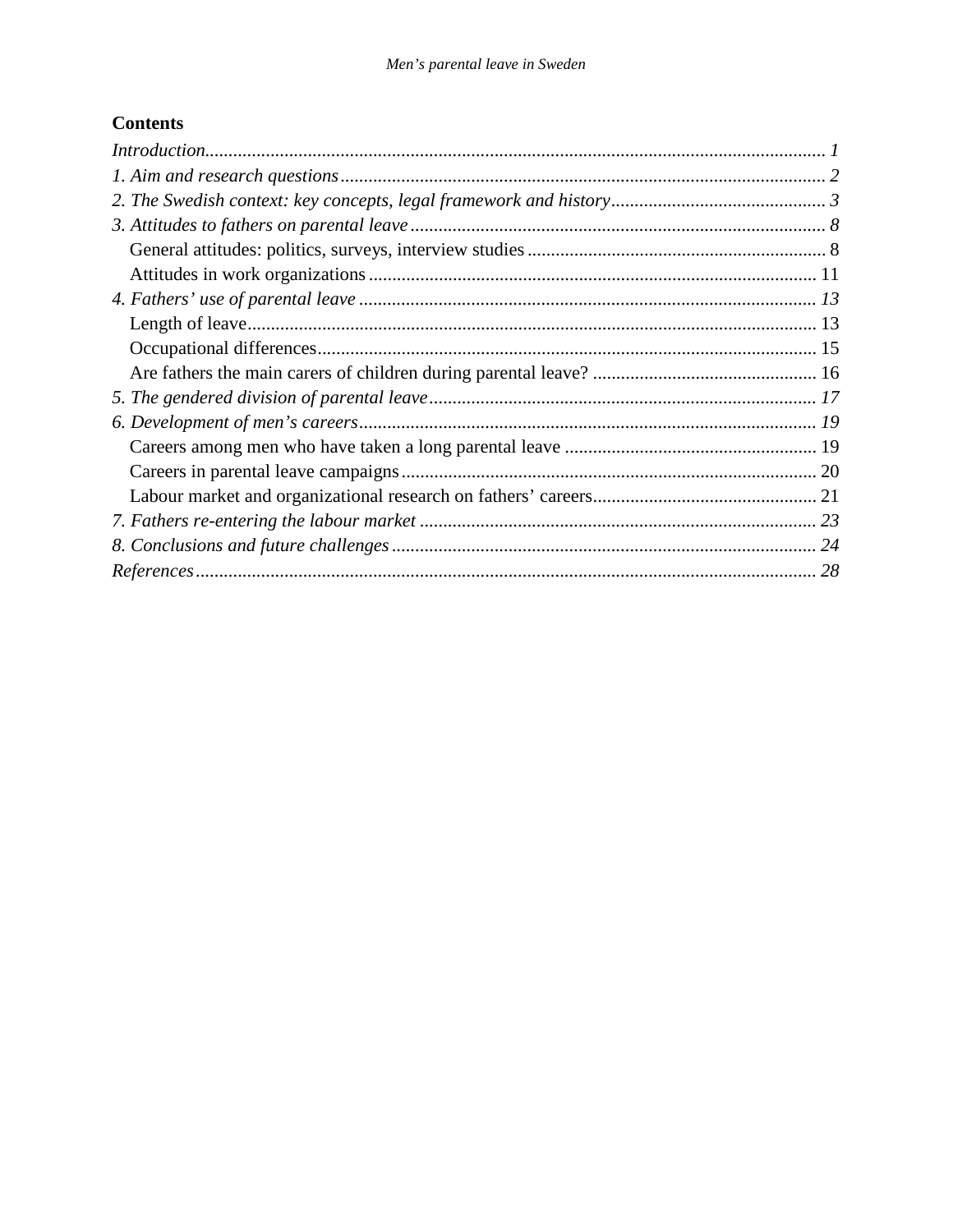**Contents**

*Introduction* ........ *1*

*1. Aim and research questions* ........ *2*

*2. The Swedish context: key concepts, legal framework and history* ........ *3*

*3. Attitudes to fathers on parental leave* ........ *8*

- General attitudes: politics, surveys, interview studies ........ 8
- Attitudes in work organizations ........ 11

*4. Fathers' use of parental leave* ........ *13*

- Length of leave ........ 13
- Occupational differences ........ 15
- Are fathers the main carers of children during parental leave? ........ 16

*5. The gendered division of parental leave* ........ *17*

*6. Development of men's careers* ........ *19*

- Careers among men who have taken a long parental leave ........ 19
- Careers in parental leave campaigns ........ 20
- Labour market and organizational research on fathers' careers ........ 21

*7. Fathers re-entering the labour market* ........ *23*

*8. Conclusions and future challenges* ........ *24*

*References* ........ *28*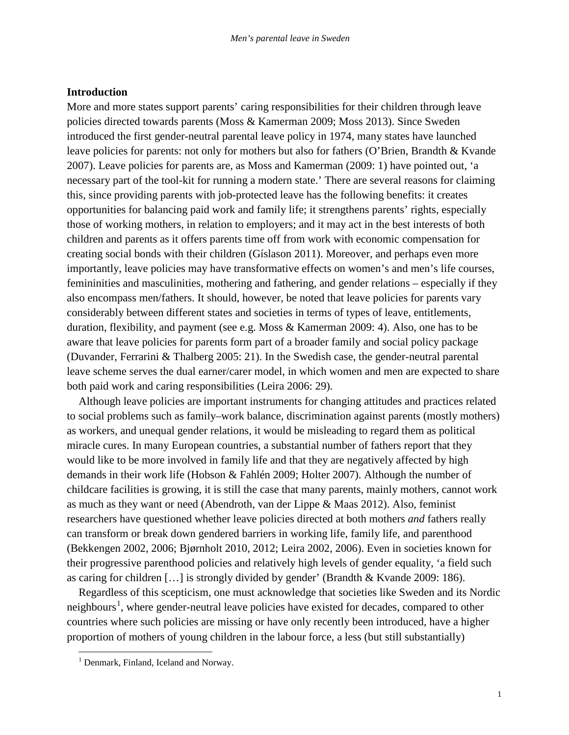## Introduction

More and more states support parents' caring responsibilities for their children through leave policies directed towards parents (Moss & Kamerman 2009; Moss 2013). Since Sweden introduced the first gender-neutral parental leave policy in 1974, many states have launched leave policies for parents: not only for mothers but also for fathers (O'Brien, Brandth & Kvande 2007). Leave policies for parents are, as Moss and Kamerman (2009: 1) have pointed out, 'a necessary part of the tool-kit for running a modern state.' There are several reasons for claiming this, since providing parents with job-protected leave has the following benefits: it creates opportunities for balancing paid work and family life; it strengthens parents' rights, especially those of working mothers, in relation to employers; and it may act in the best interests of both children and parents as it offers parents time off from work with economic compensation for creating social bonds with their children (Gíslason 2011). Moreover, and perhaps even more importantly, leave policies may have transformative effects on women's and men's life courses, femininities and masculinities, mothering and fathering, and gender relations – especially if they also encompass men/fathers. It should, however, be noted that leave policies for parents vary considerably between different states and societies in terms of types of leave, entitlements, duration, flexibility, and payment (see e.g. Moss & Kamerman 2009: 4). Also, one has to be aware that leave policies for parents form part of a broader family and social policy package (Duvander, Ferrarini & Thalberg 2005: 21). In the Swedish case, the gender-neutral parental leave scheme serves the dual earner/carer model, in which women and men are expected to share both paid work and caring responsibilities (Leira 2006: 29).

Although leave policies are important instruments for changing attitudes and practices related to social problems such as family–work balance, discrimination against parents (mostly mothers) as workers, and unequal gender relations, it would be misleading to regard them as political miracle cures. In many European countries, a substantial number of fathers report that they would like to be more involved in family life and that they are negatively affected by high demands in their work life (Hobson & Fahlén 2009; Holter 2007). Although the number of childcare facilities is growing, it is still the case that many parents, mainly mothers, cannot work as much as they want or need (Abendroth, van der Lippe & Maas 2012). Also, feminist researchers have questioned whether leave policies directed at both mothers *and* fathers really can transform or break down gendered barriers in working life, family life, and parenthood (Bekkengen 2002, 2006; Bjørnholt 2010, 2012; Leira 2002, 2006). Even in societies known for their progressive parenthood policies and relatively high levels of gender equality, 'a field such as caring for children […] is strongly divided by gender' (Brandth & Kvande 2009: 186).

Regardless of this scepticism, one must acknowledge that societies like Sweden and its Nordic neighbours[1], where gender-neutral leave policies have existed for decades, compared to other countries where such policies are missing or have only recently been introduced, have a higher proportion of mothers of young children in the labour force, a less (but still substantially)

[1] Denmark, Finland, Iceland and Norway.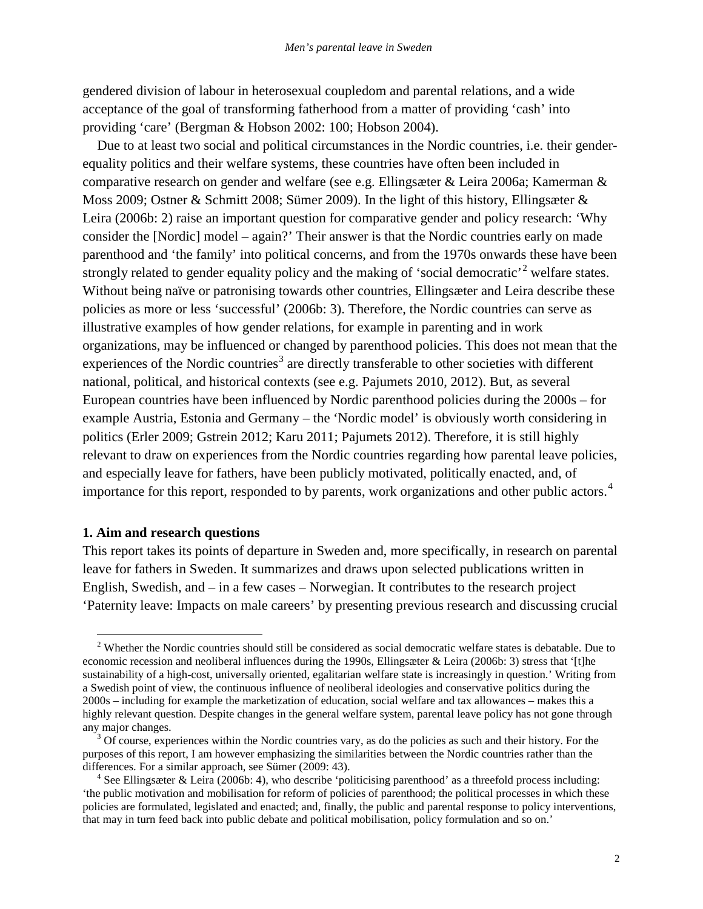gendered division of labour in heterosexual coupledom and parental relations, and a wide acceptance of the goal of transforming fatherhood from a matter of providing 'cash' into providing 'care' (Bergman & Hobson 2002: 100; Hobson 2004).

Due to at least two social and political circumstances in the Nordic countries, i.e. their gender-equality politics and their welfare systems, these countries have often been included in comparative research on gender and welfare (see e.g. Ellingsæter & Leira 2006a; Kamerman & Moss 2009; Ostner & Schmitt 2008; Sümer 2009). In the light of this history, Ellingsæter & Leira (2006b: 2) raise an important question for comparative gender and policy research: 'Why consider the [Nordic] model – again?' Their answer is that the Nordic countries early on made parenthood and 'the family' into political concerns, and from the 1970s onwards these have been strongly related to gender equality policy and the making of 'social democratic'[2] welfare states. Without being naïve or patronising towards other countries, Ellingsæter and Leira describe these policies as more or less 'successful' (2006b: 3). Therefore, the Nordic countries can serve as illustrative examples of how gender relations, for example in parenting and in work organizations, may be influenced or changed by parenthood policies. This does not mean that the experiences of the Nordic countries[3] are directly transferable to other societies with different national, political, and historical contexts (see e.g. Pajumets 2010, 2012). But, as several European countries have been influenced by Nordic parenthood policies during the 2000s – for example Austria, Estonia and Germany – the 'Nordic model' is obviously worth considering in politics (Erler 2009; Gstrein 2012; Karu 2011; Pajumets 2012). Therefore, it is still highly relevant to draw on experiences from the Nordic countries regarding how parental leave policies, and especially leave for fathers, have been publicly motivated, politically enacted, and, of importance for this report, responded to by parents, work organizations and other public actors.[4]

### 1. Aim and research questions

This report takes its points of departure in Sweden and, more specifically, in research on parental leave for fathers in Sweden. It summarizes and draws upon selected publications written in English, Swedish, and – in a few cases – Norwegian. It contributes to the research project 'Paternity leave: Impacts on male careers' by presenting previous research and discussing crucial

---

[2] Whether the Nordic countries should still be considered as social democratic welfare states is debatable. Due to economic recession and neoliberal influences during the 1990s, Ellingsæter & Leira (2006b: 3) stress that '[t]he sustainability of a high-cost, universally oriented, egalitarian welfare state is increasingly in question.' Writing from a Swedish point of view, the continuous influence of neoliberal ideologies and conservative politics during the 2000s – including for example the marketization of education, social welfare and tax allowances – makes this a highly relevant question. Despite changes in the general welfare system, parental leave policy has not gone through any major changes.

[3] Of course, experiences within the Nordic countries vary, as do the policies as such and their history. For the purposes of this report, I am however emphasizing the similarities between the Nordic countries rather than the differences. For a similar approach, see Sümer (2009: 43).

[4] See Ellingsæter & Leira (2006b: 4), who describe 'politicising parenthood' as a threefold process including: 'the public motivation and mobilisation for reform of policies of parenthood; the political processes in which these policies are formulated, legislated and enacted; and, finally, the public and parental response to policy interventions, that may in turn feed back into public debate and political mobilisation, policy formulation and so on.'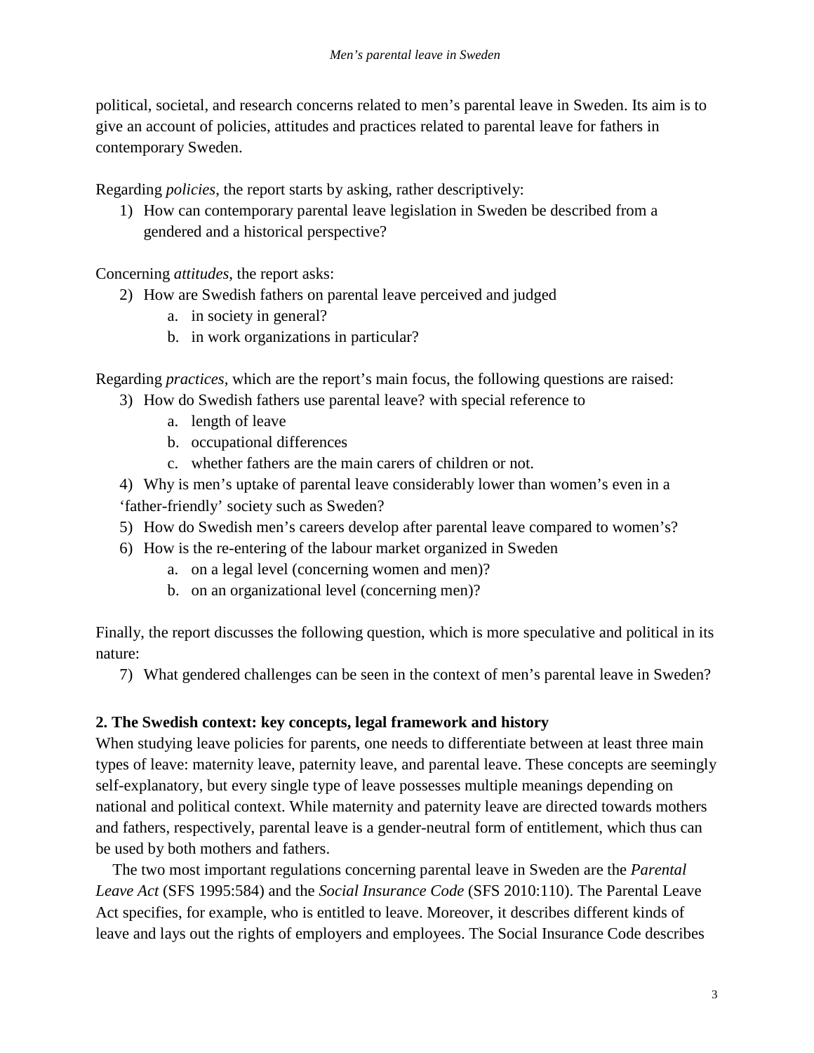political, societal, and research concerns related to men's parental leave in Sweden. Its aim is to give an account of policies, attitudes and practices related to parental leave for fathers in contemporary Sweden.

Regarding *policies*, the report starts by asking, rather descriptively:

1) How can contemporary parental leave legislation in Sweden be described from a gendered and a historical perspective?

Concerning *attitudes*, the report asks:

2) How are Swedish fathers on parental leave perceived and judged
   a. in society in general?
   b. in work organizations in particular?

Regarding *practices*, which are the report's main focus, the following questions are raised:

3) How do Swedish fathers use parental leave? with special reference to
   a. length of leave
   b. occupational differences
   c. whether fathers are the main carers of children or not.
4) Why is men's uptake of parental leave considerably lower than women's even in a 'father-friendly' society such as Sweden?
5) How do Swedish men's careers develop after parental leave compared to women's?
6) How is the re-entering of the labour market organized in Sweden
   a. on a legal level (concerning women and men)?
   b. on an organizational level (concerning men)?

Finally, the report discusses the following question, which is more speculative and political in its nature:

7) What gendered challenges can be seen in the context of men's parental leave in Sweden?

## 2. The Swedish context: key concepts, legal framework and history

When studying leave policies for parents, one needs to differentiate between at least three main types of leave: maternity leave, paternity leave, and parental leave. These concepts are seemingly self-explanatory, but every single type of leave possesses multiple meanings depending on national and political context. While maternity and paternity leave are directed towards mothers and fathers, respectively, parental leave is a gender-neutral form of entitlement, which thus can be used by both mothers and fathers.

The two most important regulations concerning parental leave in Sweden are the *Parental Leave Act* (SFS 1995:584) and the *Social Insurance Code* (SFS 2010:110). The Parental Leave Act specifies, for example, who is entitled to leave. Moreover, it describes different kinds of leave and lays out the rights of employers and employees. The Social Insurance Code describes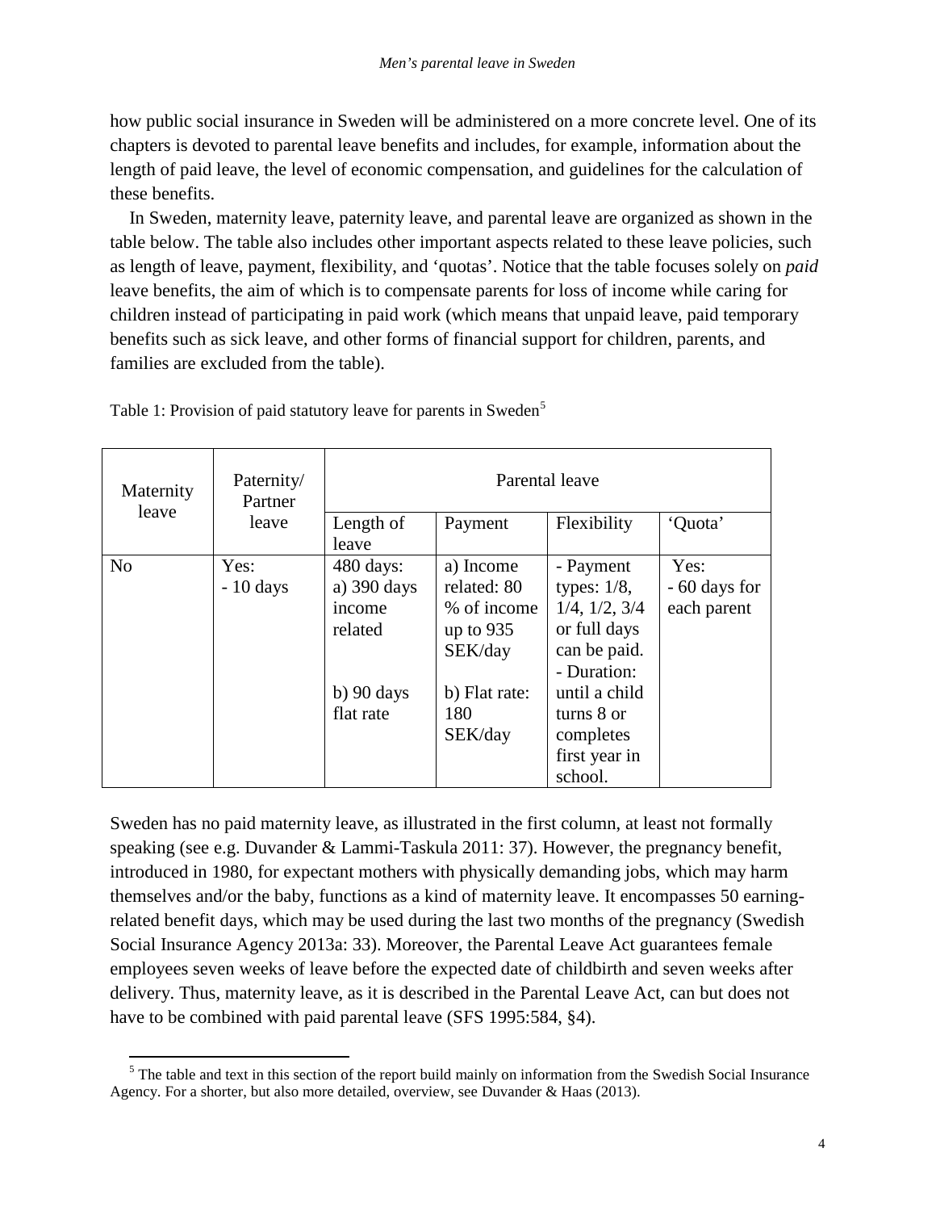how public social insurance in Sweden will be administered on a more concrete level. One of its chapters is devoted to parental leave benefits and includes, for example, information about the length of paid leave, the level of economic compensation, and guidelines for the calculation of these benefits.

In Sweden, maternity leave, paternity leave, and parental leave are organized as shown in the table below. The table also includes other important aspects related to these leave policies, such as length of leave, payment, flexibility, and 'quotas'. Notice that the table focuses solely on *paid* leave benefits, the aim of which is to compensate parents for loss of income while caring for children instead of participating in paid work (which means that unpaid leave, paid temporary benefits such as sick leave, and other forms of financial support for children, parents, and families are excluded from the table).

Table 1: Provision of paid statutory leave for parents in Sweden[5]

| Maternity leave | Paternity/ Partner leave | Parental leave | | | |
|---|---|---|---|---|---|
| | | Length of leave | Payment | Flexibility | 'Quota' |
| No | Yes: - 10 days | 480 days: a) 390 days income related<br><br>b) 90 days flat rate | a) Income related: 80 % of income up to 935 SEK/day<br><br>b) Flat rate: 180 SEK/day | - Payment types: 1/8, 1/4, 1/2, 3/4 or full days can be paid.<br>- Duration: until a child turns 8 or completes first year in school. | Yes: - 60 days for each parent |

Sweden has no paid maternity leave, as illustrated in the first column, at least not formally speaking (see e.g. Duvander & Lammi-Taskula 2011: 37). However, the pregnancy benefit, introduced in 1980, for expectant mothers with physically demanding jobs, which may harm themselves and/or the baby, functions as a kind of maternity leave. It encompasses 50 earning-related benefit days, which may be used during the last two months of the pregnancy (Swedish Social Insurance Agency 2013a: 33). Moreover, the Parental Leave Act guarantees female employees seven weeks of leave before the expected date of childbirth and seven weeks after delivery. Thus, maternity leave, as it is described in the Parental Leave Act, can but does not have to be combined with paid parental leave (SFS 1995:584, §4).

[5] The table and text in this section of the report build mainly on information from the Swedish Social Insurance Agency. For a shorter, but also more detailed, overview, see Duvander & Haas (2013).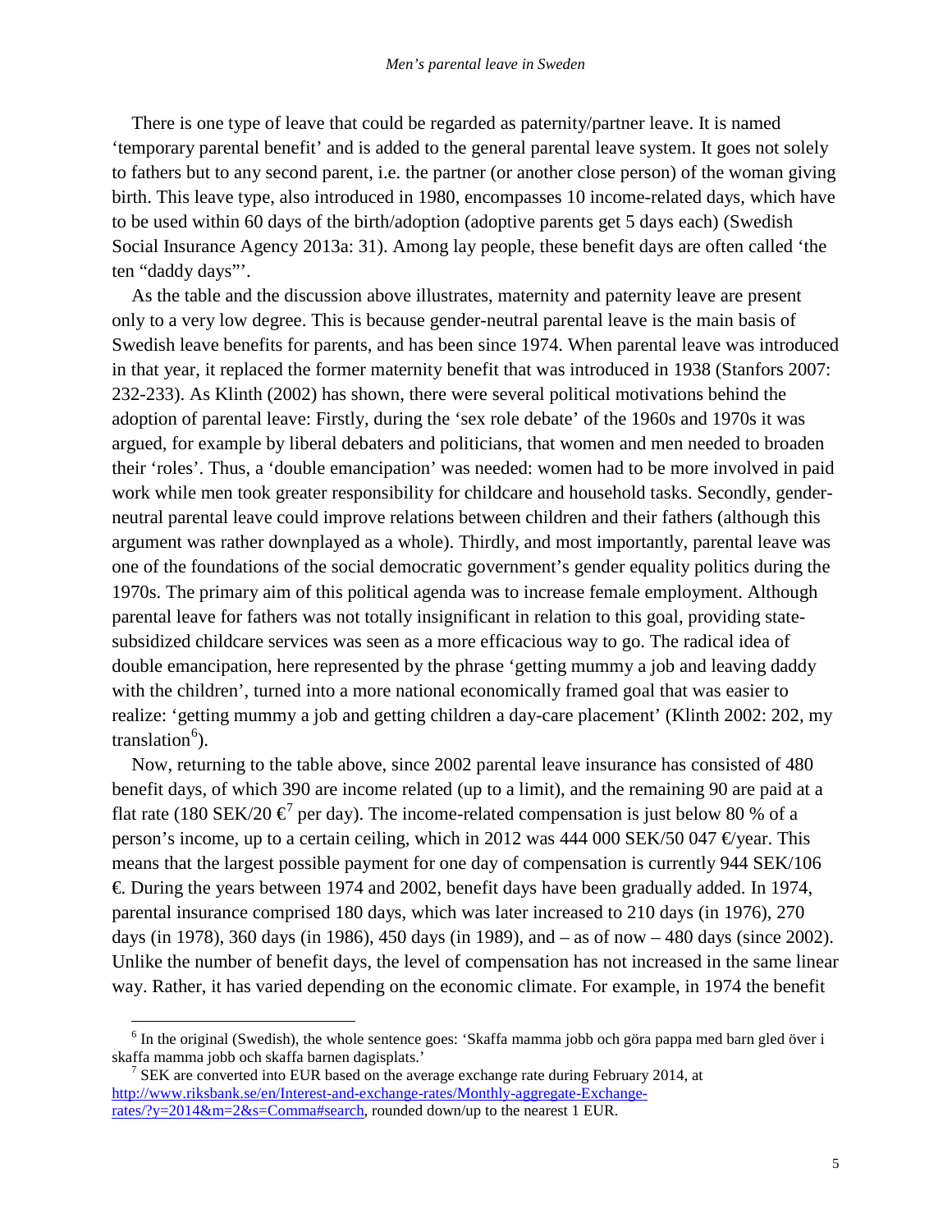There is one type of leave that could be regarded as paternity/partner leave. It is named 'temporary parental benefit' and is added to the general parental leave system. It goes not solely to fathers but to any second parent, i.e. the partner (or another close person) of the woman giving birth. This leave type, also introduced in 1980, encompasses 10 income-related days, which have to be used within 60 days of the birth/adoption (adoptive parents get 5 days each) (Swedish Social Insurance Agency 2013a: 31). Among lay people, these benefit days are often called 'the ten "daddy days"'.

As the table and the discussion above illustrates, maternity and paternity leave are present only to a very low degree. This is because gender-neutral parental leave is the main basis of Swedish leave benefits for parents, and has been since 1974. When parental leave was introduced in that year, it replaced the former maternity benefit that was introduced in 1938 (Stanfors 2007: 232-233). As Klinth (2002) has shown, there were several political motivations behind the adoption of parental leave: Firstly, during the 'sex role debate' of the 1960s and 1970s it was argued, for example by liberal debaters and politicians, that women and men needed to broaden their 'roles'. Thus, a 'double emancipation' was needed: women had to be more involved in paid work while men took greater responsibility for childcare and household tasks. Secondly, gender-neutral parental leave could improve relations between children and their fathers (although this argument was rather downplayed as a whole). Thirdly, and most importantly, parental leave was one of the foundations of the social democratic government's gender equality politics during the 1970s. The primary aim of this political agenda was to increase female employment. Although parental leave for fathers was not totally insignificant in relation to this goal, providing state-subsidized childcare services was seen as a more efficacious way to go. The radical idea of double emancipation, here represented by the phrase 'getting mummy a job and leaving daddy with the children', turned into a more national economically framed goal that was easier to realize: 'getting mummy a job and getting children a day-care placement' (Klinth 2002: 202, my translation[6]).

Now, returning to the table above, since 2002 parental leave insurance has consisted of 480 benefit days, of which 390 are income related (up to a limit), and the remaining 90 are paid at a flat rate (180 SEK/20 €[7] per day). The income-related compensation is just below 80 % of a person's income, up to a certain ceiling, which in 2012 was 444 000 SEK/50 047 €/year. This means that the largest possible payment for one day of compensation is currently 944 SEK/106 €. During the years between 1974 and 2002, benefit days have been gradually added. In 1974, parental insurance comprised 180 days, which was later increased to 210 days (in 1976), 270 days (in 1978), 360 days (in 1986), 450 days (in 1989), and – as of now – 480 days (since 2002). Unlike the number of benefit days, the level of compensation has not increased in the same linear way. Rather, it has varied depending on the economic climate. For example, in 1974 the benefit

---

[6] In the original (Swedish), the whole sentence goes: 'Skaffa mamma jobb och göra pappa med barn gled över i skaffa mamma jobb och skaffa barnen dagisplats.'

[7] SEK are converted into EUR based on the average exchange rate during February 2014, at http://www.riksbank.se/en/Interest-and-exchange-rates/Monthly-aggregate-Exchange-rates/?y=2014&m=2&s=Comma#search, rounded down/up to the nearest 1 EUR.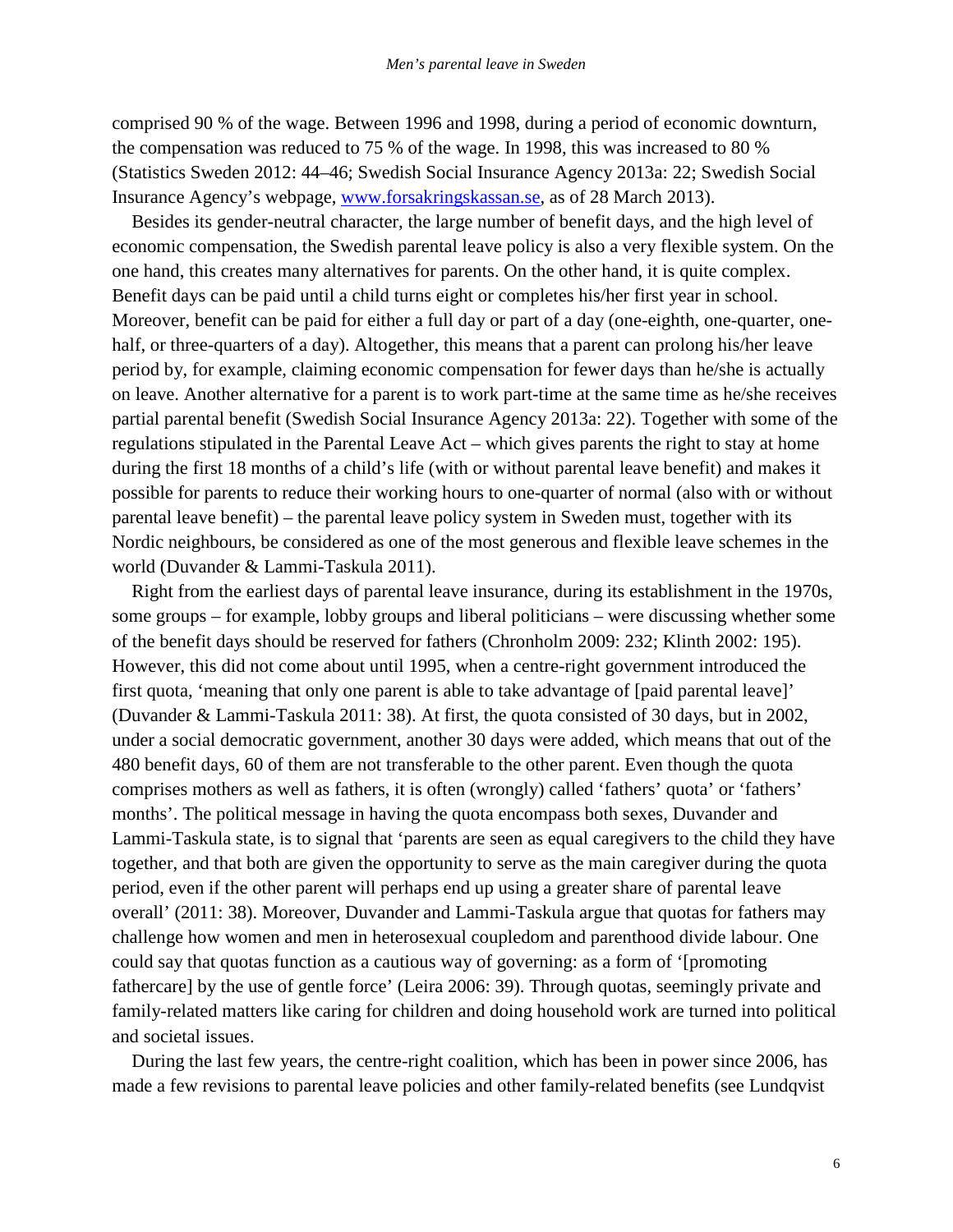comprised 90 % of the wage. Between 1996 and 1998, during a period of economic downturn, the compensation was reduced to 75 % of the wage. In 1998, this was increased to 80 % (Statistics Sweden 2012: 44–46; Swedish Social Insurance Agency 2013a: 22; Swedish Social Insurance Agency's webpage, [www.forsakringskassan.se](www.forsakringskassan.se), as of 28 March 2013).

Besides its gender-neutral character, the large number of benefit days, and the high level of economic compensation, the Swedish parental leave policy is also a very flexible system. On the one hand, this creates many alternatives for parents. On the other hand, it is quite complex. Benefit days can be paid until a child turns eight or completes his/her first year in school. Moreover, benefit can be paid for either a full day or part of a day (one-eighth, one-quarter, one-half, or three-quarters of a day). Altogether, this means that a parent can prolong his/her leave period by, for example, claiming economic compensation for fewer days than he/she is actually on leave. Another alternative for a parent is to work part-time at the same time as he/she receives partial parental benefit (Swedish Social Insurance Agency 2013a: 22). Together with some of the regulations stipulated in the Parental Leave Act – which gives parents the right to stay at home during the first 18 months of a child's life (with or without parental leave benefit) and makes it possible for parents to reduce their working hours to one-quarter of normal (also with or without parental leave benefit) – the parental leave policy system in Sweden must, together with its Nordic neighbours, be considered as one of the most generous and flexible leave schemes in the world (Duvander & Lammi-Taskula 2011).

Right from the earliest days of parental leave insurance, during its establishment in the 1970s, some groups – for example, lobby groups and liberal politicians – were discussing whether some of the benefit days should be reserved for fathers (Chronholm 2009: 232; Klinth 2002: 195). However, this did not come about until 1995, when a centre-right government introduced the first quota, 'meaning that only one parent is able to take advantage of [paid parental leave]' (Duvander & Lammi-Taskula 2011: 38). At first, the quota consisted of 30 days, but in 2002, under a social democratic government, another 30 days were added, which means that out of the 480 benefit days, 60 of them are not transferable to the other parent. Even though the quota comprises mothers as well as fathers, it is often (wrongly) called 'fathers' quota' or 'fathers' months'. The political message in having the quota encompass both sexes, Duvander and Lammi-Taskula state, is to signal that 'parents are seen as equal caregivers to the child they have together, and that both are given the opportunity to serve as the main caregiver during the quota period, even if the other parent will perhaps end up using a greater share of parental leave overall' (2011: 38). Moreover, Duvander and Lammi-Taskula argue that quotas for fathers may challenge how women and men in heterosexual coupledom and parenthood divide labour. One could say that quotas function as a cautious way of governing: as a form of '[promoting fathercare] by the use of gentle force' (Leira 2006: 39). Through quotas, seemingly private and family-related matters like caring for children and doing household work are turned into political and societal issues.

During the last few years, the centre-right coalition, which has been in power since 2006, has made a few revisions to parental leave policies and other family-related benefits (see Lundqvist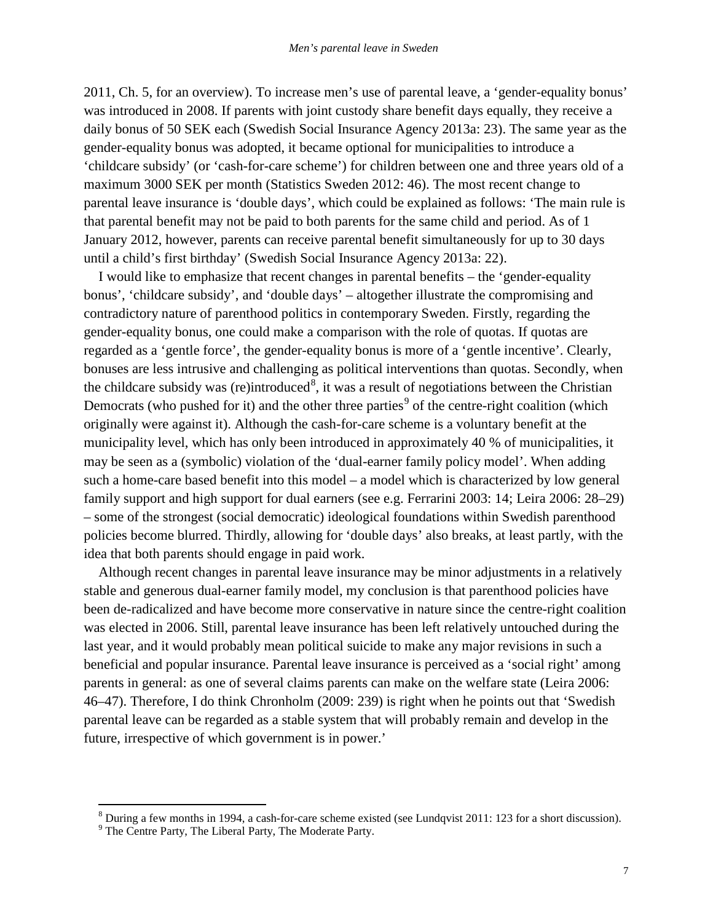2011, Ch. 5, for an overview). To increase men's use of parental leave, a 'gender-equality bonus' was introduced in 2008. If parents with joint custody share benefit days equally, they receive a daily bonus of 50 SEK each (Swedish Social Insurance Agency 2013a: 23). The same year as the gender-equality bonus was adopted, it became optional for municipalities to introduce a 'childcare subsidy' (or 'cash-for-care scheme') for children between one and three years old of a maximum 3000 SEK per month (Statistics Sweden 2012: 46). The most recent change to parental leave insurance is 'double days', which could be explained as follows: 'The main rule is that parental benefit may not be paid to both parents for the same child and period. As of 1 January 2012, however, parents can receive parental benefit simultaneously for up to 30 days until a child's first birthday' (Swedish Social Insurance Agency 2013a: 22).

I would like to emphasize that recent changes in parental benefits – the 'gender-equality bonus', 'childcare subsidy', and 'double days' – altogether illustrate the compromising and contradictory nature of parenthood politics in contemporary Sweden. Firstly, regarding the gender-equality bonus, one could make a comparison with the role of quotas. If quotas are regarded as a 'gentle force', the gender-equality bonus is more of a 'gentle incentive'. Clearly, bonuses are less intrusive and challenging as political interventions than quotas. Secondly, when the childcare subsidy was (re)introduced[8], it was a result of negotiations between the Christian Democrats (who pushed for it) and the other three parties[9] of the centre-right coalition (which originally were against it). Although the cash-for-care scheme is a voluntary benefit at the municipality level, which has only been introduced in approximately 40 % of municipalities, it may be seen as a (symbolic) violation of the 'dual-earner family policy model'. When adding such a home-care based benefit into this model – a model which is characterized by low general family support and high support for dual earners (see e.g. Ferrarini 2003: 14; Leira 2006: 28–29) – some of the strongest (social democratic) ideological foundations within Swedish parenthood policies become blurred. Thirdly, allowing for 'double days' also breaks, at least partly, with the idea that both parents should engage in paid work.

Although recent changes in parental leave insurance may be minor adjustments in a relatively stable and generous dual-earner family model, my conclusion is that parenthood policies have been de-radicalized and have become more conservative in nature since the centre-right coalition was elected in 2006. Still, parental leave insurance has been left relatively untouched during the last year, and it would probably mean political suicide to make any major revisions in such a beneficial and popular insurance. Parental leave insurance is perceived as a 'social right' among parents in general: as one of several claims parents can make on the welfare state (Leira 2006: 46–47). Therefore, I do think Chronholm (2009: 239) is right when he points out that 'Swedish parental leave can be regarded as a stable system that will probably remain and develop in the future, irrespective of which government is in power.'

[8] During a few months in 1994, a cash-for-care scheme existed (see Lundqvist 2011: 123 for a short discussion).

[9] The Centre Party, The Liberal Party, The Moderate Party.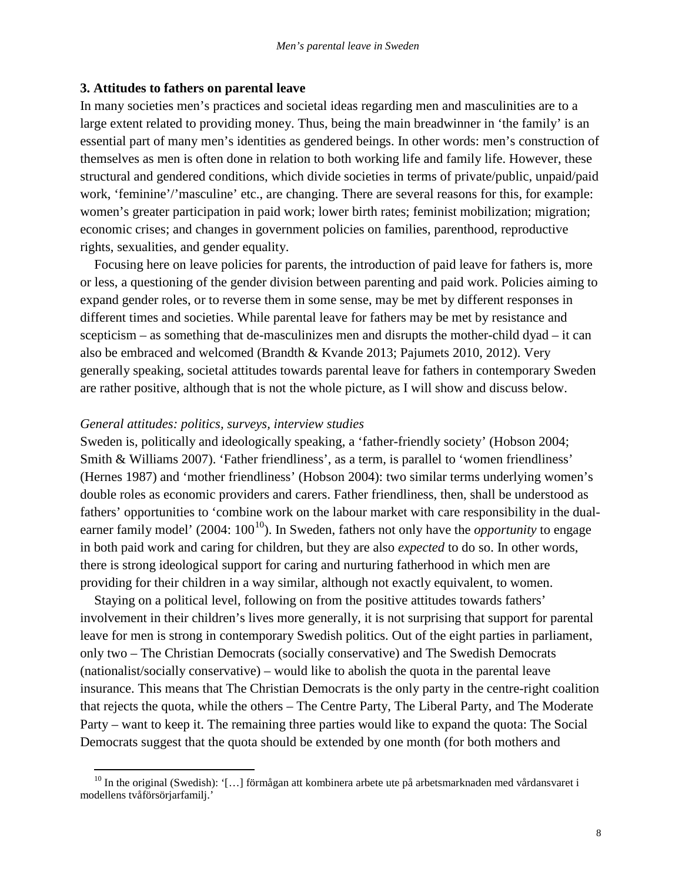## 3. Attitudes to fathers on parental leave

In many societies men's practices and societal ideas regarding men and masculinities are to a large extent related to providing money. Thus, being the main breadwinner in 'the family' is an essential part of many men's identities as gendered beings. In other words: men's construction of themselves as men is often done in relation to both working life and family life. However, these structural and gendered conditions, which divide societies in terms of private/public, unpaid/paid work, 'feminine'/'masculine' etc., are changing. There are several reasons for this, for example: women's greater participation in paid work; lower birth rates; feminist mobilization; migration; economic crises; and changes in government policies on families, parenthood, reproductive rights, sexualities, and gender equality.

Focusing here on leave policies for parents, the introduction of paid leave for fathers is, more or less, a questioning of the gender division between parenting and paid work. Policies aiming to expand gender roles, or to reverse them in some sense, may be met by different responses in different times and societies. While parental leave for fathers may be met by resistance and scepticism – as something that de-masculinizes men and disrupts the mother-child dyad – it can also be embraced and welcomed (Brandth & Kvande 2013; Pajumets 2010, 2012). Very generally speaking, societal attitudes towards parental leave for fathers in contemporary Sweden are rather positive, although that is not the whole picture, as I will show and discuss below.

### *General attitudes: politics, surveys, interview studies*

Sweden is, politically and ideologically speaking, a 'father-friendly society' (Hobson 2004; Smith & Williams 2007). 'Father friendliness', as a term, is parallel to 'women friendliness' (Hernes 1987) and 'mother friendliness' (Hobson 2004): two similar terms underlying women's double roles as economic providers and carers. Father friendliness, then, shall be understood as fathers' opportunities to 'combine work on the labour market with care responsibility in the dual-earner family model' (2004: 100[10]). In Sweden, fathers not only have the *opportunity* to engage in both paid work and caring for children, but they are also *expected* to do so. In other words, there is strong ideological support for caring and nurturing fatherhood in which men are providing for their children in a way similar, although not exactly equivalent, to women.

Staying on a political level, following on from the positive attitudes towards fathers' involvement in their children's lives more generally, it is not surprising that support for parental leave for men is strong in contemporary Swedish politics. Out of the eight parties in parliament, only two – The Christian Democrats (socially conservative) and The Swedish Democrats (nationalist/socially conservative) – would like to abolish the quota in the parental leave insurance. This means that The Christian Democrats is the only party in the centre-right coalition that rejects the quota, while the others – The Centre Party, The Liberal Party, and The Moderate Party – want to keep it. The remaining three parties would like to expand the quota: The Social Democrats suggest that the quota should be extended by one month (for both mothers and

[10] In the original (Swedish): '[…] förmågan att kombinera arbete ute på arbetsmarknaden med vårdansvaret i modellens tvåförsörjarfamilj.'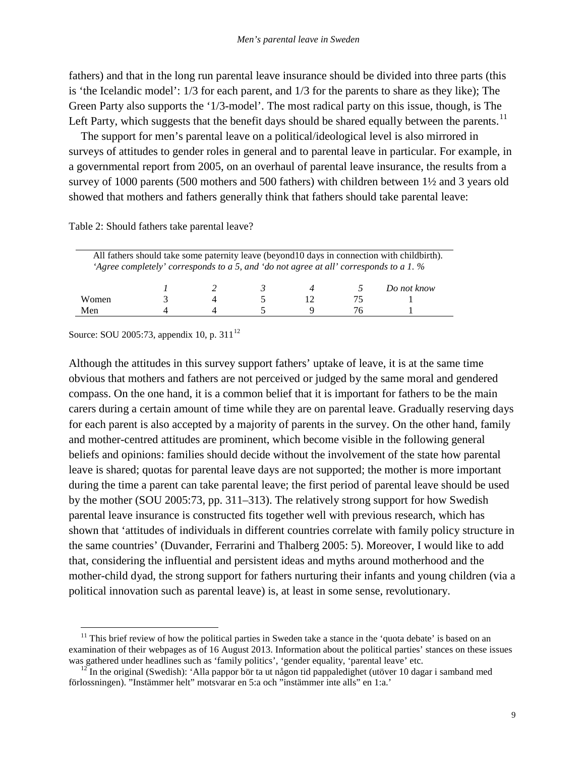fathers) and that in the long run parental leave insurance should be divided into three parts (this is 'the Icelandic model': 1/3 for each parent, and 1/3 for the parents to share as they like); The Green Party also supports the '1/3-model'. The most radical party on this issue, though, is The Left Party, which suggests that the benefit days should be shared equally between the parents.[11]

The support for men's parental leave on a political/ideological level is also mirrored in surveys of attitudes to gender roles in general and to parental leave in particular. For example, in a governmental report from 2005, on an overhaul of parental leave insurance, the results from a survey of 1000 parents (500 mothers and 500 fathers) with children between 1½ and 3 years old showed that mothers and fathers generally think that fathers should take parental leave:

Table 2: Should fathers take parental leave?

| All fathers should take some paternity leave (beyond10 days in connection with childbirth). *'Agree completely' corresponds to a 5, and 'do not agree at all' corresponds to a 1. %* | | | | | | |
|---|---|---|---|---|---|---|
| | *1* | *2* | *3* | *4* | *5* | *Do not know* |
| Women | 3 | 4 | 5 | 12 | 75 | 1 |
| Men | 4 | 4 | 5 | 9 | 76 | 1 |

Source: SOU 2005:73, appendix 10, p. 311[12]

Although the attitudes in this survey support fathers' uptake of leave, it is at the same time obvious that mothers and fathers are not perceived or judged by the same moral and gendered compass. On the one hand, it is a common belief that it is important for fathers to be the main carers during a certain amount of time while they are on parental leave. Gradually reserving days for each parent is also accepted by a majority of parents in the survey. On the other hand, family and mother-centred attitudes are prominent, which become visible in the following general beliefs and opinions: families should decide without the involvement of the state how parental leave is shared; quotas for parental leave days are not supported; the mother is more important during the time a parent can take parental leave; the first period of parental leave should be used by the mother (SOU 2005:73, pp. 311–313). The relatively strong support for how Swedish parental leave insurance is constructed fits together well with previous research, which has shown that 'attitudes of individuals in different countries correlate with family policy structure in the same countries' (Duvander, Ferrarini and Thalberg 2005: 5). Moreover, I would like to add that, considering the influential and persistent ideas and myths around motherhood and the mother-child dyad, the strong support for fathers nurturing their infants and young children (via a political innovation such as parental leave) is, at least in some sense, revolutionary.

[11] This brief review of how the political parties in Sweden take a stance in the 'quota debate' is based on an examination of their webpages as of 16 August 2013. Information about the political parties' stances on these issues was gathered under headlines such as 'family politics', 'gender equality, 'parental leave' etc.

[12] In the original (Swedish): 'Alla pappor bör ta ut någon tid pappaledighet (utöver 10 dagar i samband med förlossningen). "Instämmer helt" motsvarar en 5:a och "instämmer inte alls" en 1:a.'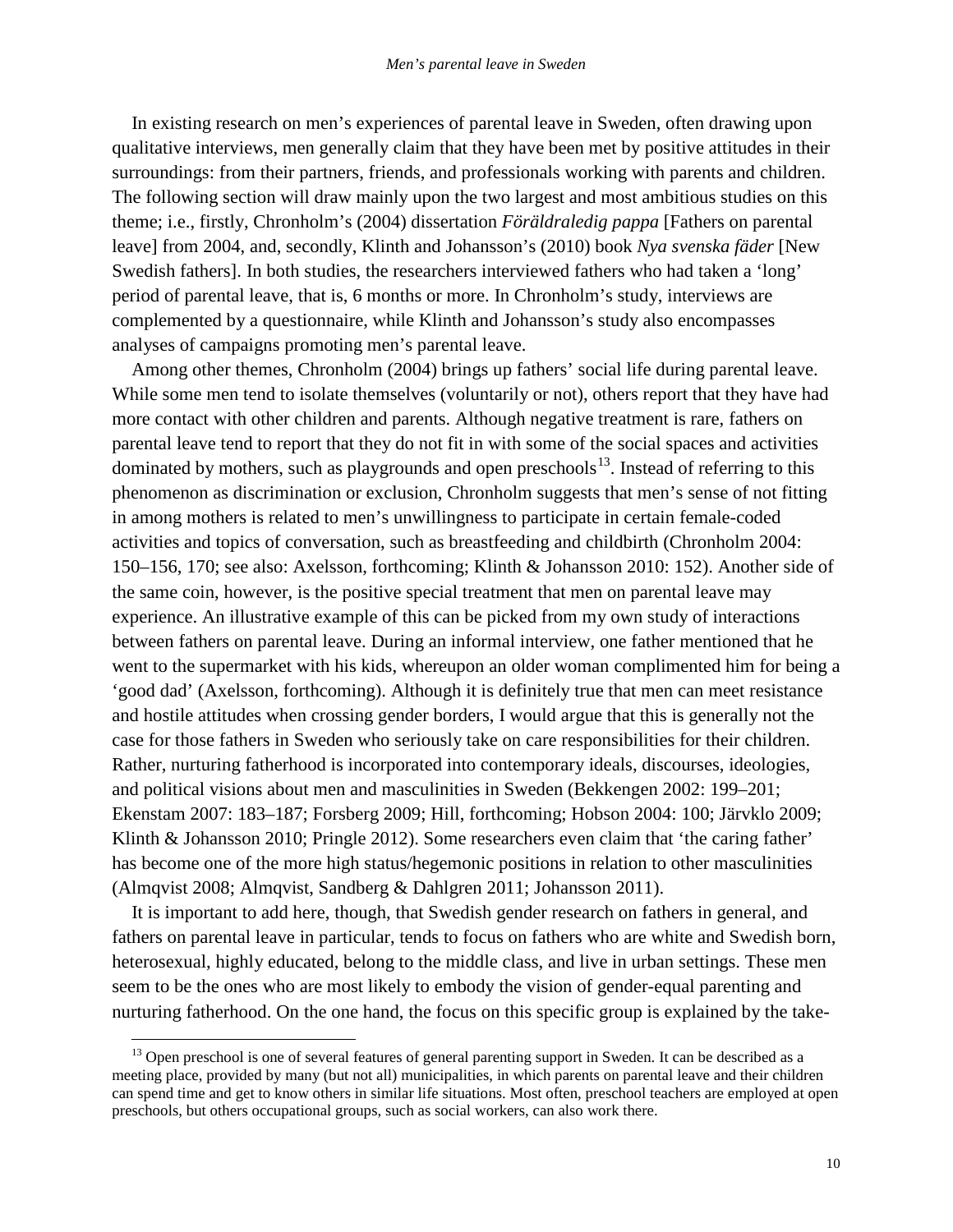In existing research on men's experiences of parental leave in Sweden, often drawing upon qualitative interviews, men generally claim that they have been met by positive attitudes in their surroundings: from their partners, friends, and professionals working with parents and children. The following section will draw mainly upon the two largest and most ambitious studies on this theme; i.e., firstly, Chronholm's (2004) dissertation *Föräldraledig pappa* [Fathers on parental leave] from 2004, and, secondly, Klinth and Johansson's (2010) book *Nya svenska fäder* [New Swedish fathers]. In both studies, the researchers interviewed fathers who had taken a 'long' period of parental leave, that is, 6 months or more. In Chronholm's study, interviews are complemented by a questionnaire, while Klinth and Johansson's study also encompasses analyses of campaigns promoting men's parental leave.

Among other themes, Chronholm (2004) brings up fathers' social life during parental leave. While some men tend to isolate themselves (voluntarily or not), others report that they have had more contact with other children and parents. Although negative treatment is rare, fathers on parental leave tend to report that they do not fit in with some of the social spaces and activities dominated by mothers, such as playgrounds and open preschools[13]. Instead of referring to this phenomenon as discrimination or exclusion, Chronholm suggests that men's sense of not fitting in among mothers is related to men's unwillingness to participate in certain female-coded activities and topics of conversation, such as breastfeeding and childbirth (Chronholm 2004: 150–156, 170; see also: Axelsson, forthcoming; Klinth & Johansson 2010: 152). Another side of the same coin, however, is the positive special treatment that men on parental leave may experience. An illustrative example of this can be picked from my own study of interactions between fathers on parental leave. During an informal interview, one father mentioned that he went to the supermarket with his kids, whereupon an older woman complimented him for being a 'good dad' (Axelsson, forthcoming). Although it is definitely true that men can meet resistance and hostile attitudes when crossing gender borders, I would argue that this is generally not the case for those fathers in Sweden who seriously take on care responsibilities for their children. Rather, nurturing fatherhood is incorporated into contemporary ideals, discourses, ideologies, and political visions about men and masculinities in Sweden (Bekkengen 2002: 199–201; Ekenstam 2007: 183–187; Forsberg 2009; Hill, forthcoming; Hobson 2004: 100; Järvklo 2009; Klinth & Johansson 2010; Pringle 2012). Some researchers even claim that 'the caring father' has become one of the more high status/hegemonic positions in relation to other masculinities (Almqvist 2008; Almqvist, Sandberg & Dahlgren 2011; Johansson 2011).

It is important to add here, though, that Swedish gender research on fathers in general, and fathers on parental leave in particular, tends to focus on fathers who are white and Swedish born, heterosexual, highly educated, belong to the middle class, and live in urban settings. These men seem to be the ones who are most likely to embody the vision of gender-equal parenting and nurturing fatherhood. On the one hand, the focus on this specific group is explained by the take-

[13] Open preschool is one of several features of general parenting support in Sweden. It can be described as a meeting place, provided by many (but not all) municipalities, in which parents on parental leave and their children can spend time and get to know others in similar life situations. Most often, preschool teachers are employed at open preschools, but others occupational groups, such as social workers, can also work there.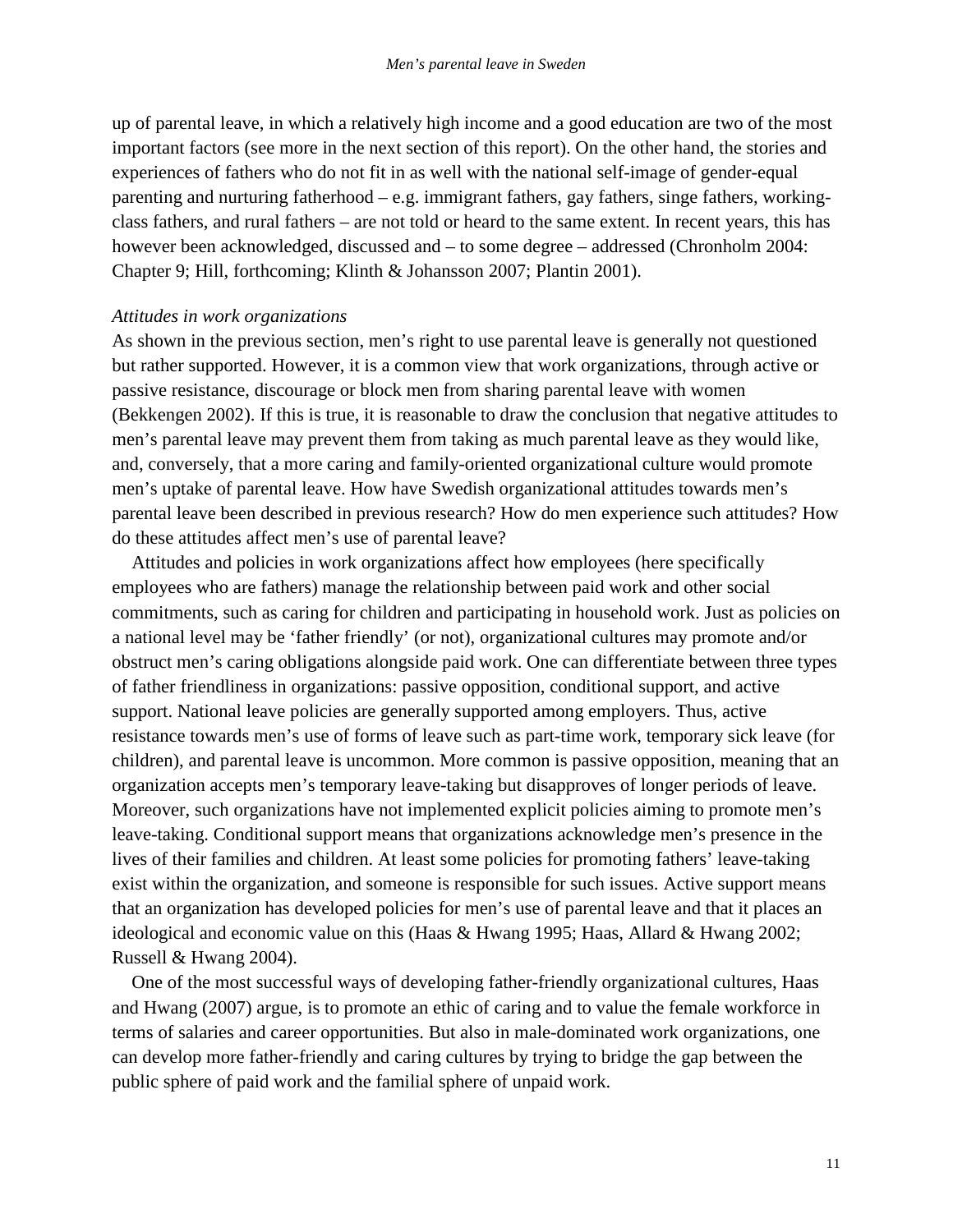up of parental leave, in which a relatively high income and a good education are two of the most important factors (see more in the next section of this report). On the other hand, the stories and experiences of fathers who do not fit in as well with the national self-image of gender-equal parenting and nurturing fatherhood – e.g. immigrant fathers, gay fathers, singe fathers, working-class fathers, and rural fathers – are not told or heard to the same extent. In recent years, this has however been acknowledged, discussed and – to some degree – addressed (Chronholm 2004: Chapter 9; Hill, forthcoming; Klinth & Johansson 2007; Plantin 2001).

*Attitudes in work organizations*

As shown in the previous section, men's right to use parental leave is generally not questioned but rather supported. However, it is a common view that work organizations, through active or passive resistance, discourage or block men from sharing parental leave with women (Bekkengen 2002). If this is true, it is reasonable to draw the conclusion that negative attitudes to men's parental leave may prevent them from taking as much parental leave as they would like, and, conversely, that a more caring and family-oriented organizational culture would promote men's uptake of parental leave. How have Swedish organizational attitudes towards men's parental leave been described in previous research? How do men experience such attitudes? How do these attitudes affect men's use of parental leave?

Attitudes and policies in work organizations affect how employees (here specifically employees who are fathers) manage the relationship between paid work and other social commitments, such as caring for children and participating in household work. Just as policies on a national level may be 'father friendly' (or not), organizational cultures may promote and/or obstruct men's caring obligations alongside paid work. One can differentiate between three types of father friendliness in organizations: passive opposition, conditional support, and active support. National leave policies are generally supported among employers. Thus, active resistance towards men's use of forms of leave such as part-time work, temporary sick leave (for children), and parental leave is uncommon. More common is passive opposition, meaning that an organization accepts men's temporary leave-taking but disapproves of longer periods of leave. Moreover, such organizations have not implemented explicit policies aiming to promote men's leave-taking. Conditional support means that organizations acknowledge men's presence in the lives of their families and children. At least some policies for promoting fathers' leave-taking exist within the organization, and someone is responsible for such issues. Active support means that an organization has developed policies for men's use of parental leave and that it places an ideological and economic value on this (Haas & Hwang 1995; Haas, Allard & Hwang 2002; Russell & Hwang 2004).

One of the most successful ways of developing father-friendly organizational cultures, Haas and Hwang (2007) argue, is to promote an ethic of caring and to value the female workforce in terms of salaries and career opportunities. But also in male-dominated work organizations, one can develop more father-friendly and caring cultures by trying to bridge the gap between the public sphere of paid work and the familial sphere of unpaid work.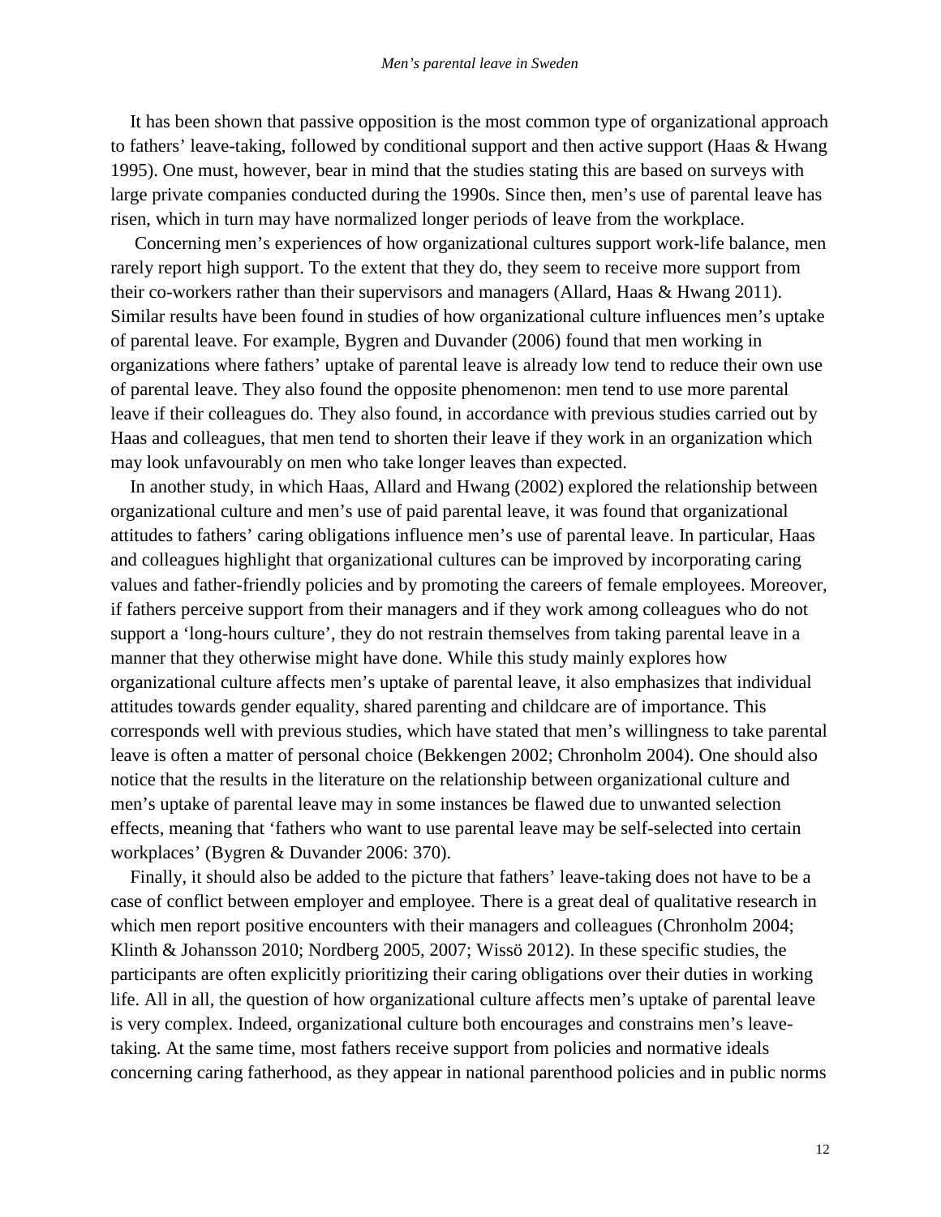It has been shown that passive opposition is the most common type of organizational approach to fathers' leave-taking, followed by conditional support and then active support (Haas & Hwang 1995). One must, however, bear in mind that the studies stating this are based on surveys with large private companies conducted during the 1990s. Since then, men's use of parental leave has risen, which in turn may have normalized longer periods of leave from the workplace.

Concerning men's experiences of how organizational cultures support work-life balance, men rarely report high support. To the extent that they do, they seem to receive more support from their co-workers rather than their supervisors and managers (Allard, Haas & Hwang 2011). Similar results have been found in studies of how organizational culture influences men's uptake of parental leave. For example, Bygren and Duvander (2006) found that men working in organizations where fathers' uptake of parental leave is already low tend to reduce their own use of parental leave. They also found the opposite phenomenon: men tend to use more parental leave if their colleagues do. They also found, in accordance with previous studies carried out by Haas and colleagues, that men tend to shorten their leave if they work in an organization which may look unfavourably on men who take longer leaves than expected.

In another study, in which Haas, Allard and Hwang (2002) explored the relationship between organizational culture and men's use of paid parental leave, it was found that organizational attitudes to fathers' caring obligations influence men's use of parental leave. In particular, Haas and colleagues highlight that organizational cultures can be improved by incorporating caring values and father-friendly policies and by promoting the careers of female employees. Moreover, if fathers perceive support from their managers and if they work among colleagues who do not support a 'long-hours culture', they do not restrain themselves from taking parental leave in a manner that they otherwise might have done. While this study mainly explores how organizational culture affects men's uptake of parental leave, it also emphasizes that individual attitudes towards gender equality, shared parenting and childcare are of importance. This corresponds well with previous studies, which have stated that men's willingness to take parental leave is often a matter of personal choice (Bekkengen 2002; Chronholm 2004). One should also notice that the results in the literature on the relationship between organizational culture and men's uptake of parental leave may in some instances be flawed due to unwanted selection effects, meaning that 'fathers who want to use parental leave may be self-selected into certain workplaces' (Bygren & Duvander 2006: 370).

Finally, it should also be added to the picture that fathers' leave-taking does not have to be a case of conflict between employer and employee. There is a great deal of qualitative research in which men report positive encounters with their managers and colleagues (Chronholm 2004; Klinth & Johansson 2010; Nordberg 2005, 2007; Wissö 2012). In these specific studies, the participants are often explicitly prioritizing their caring obligations over their duties in working life. All in all, the question of how organizational culture affects men's uptake of parental leave is very complex. Indeed, organizational culture both encourages and constrains men's leave-taking. At the same time, most fathers receive support from policies and normative ideals concerning caring fatherhood, as they appear in national parenthood policies and in public norms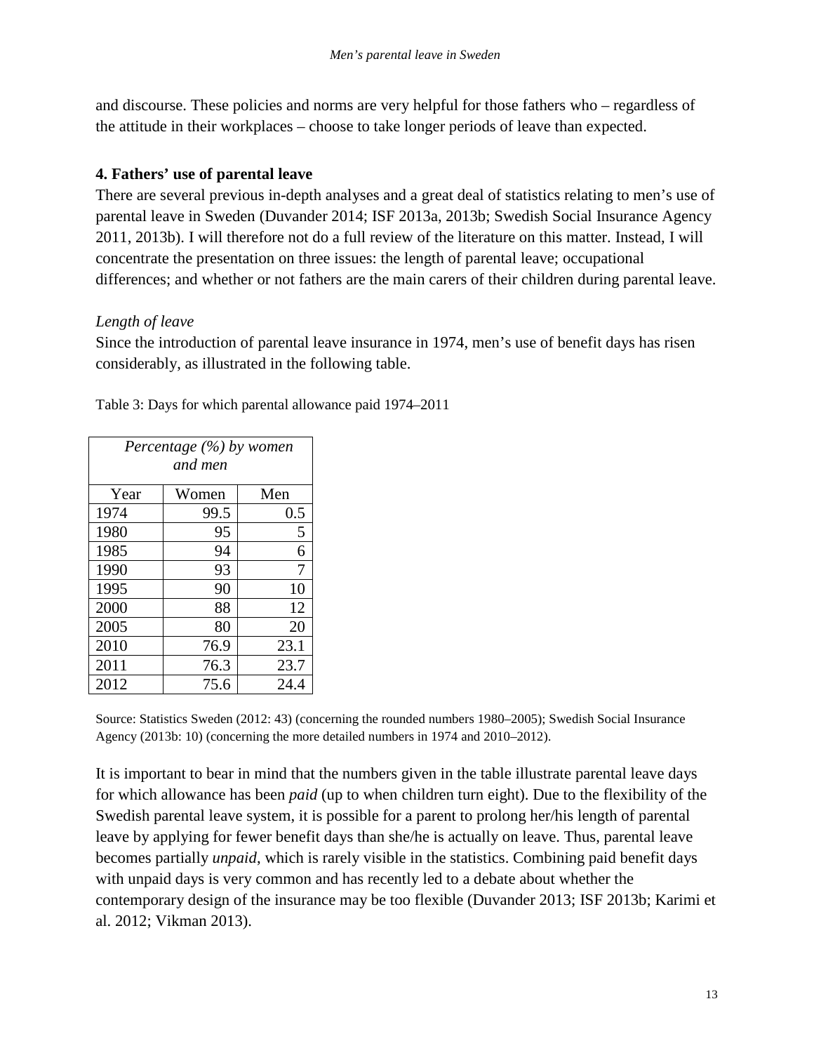and discourse. These policies and norms are very helpful for those fathers who – regardless of the attitude in their workplaces – choose to take longer periods of leave than expected.

## 4. Fathers' use of parental leave

There are several previous in-depth analyses and a great deal of statistics relating to men's use of parental leave in Sweden (Duvander 2014; ISF 2013a, 2013b; Swedish Social Insurance Agency 2011, 2013b). I will therefore not do a full review of the literature on this matter. Instead, I will concentrate the presentation on three issues: the length of parental leave; occupational differences; and whether or not fathers are the main carers of their children during parental leave.

### *Length of leave*

Since the introduction of parental leave insurance in 1974, men's use of benefit days has risen considerably, as illustrated in the following table.

Table 3: Days for which parental allowance paid 1974–2011

| *Percentage (%) by women and men* | | |
|---|---|---|
| Year | Women | Men |
| 1974 | 99.5 | 0.5 |
| 1980 | 95 | 5 |
| 1985 | 94 | 6 |
| 1990 | 93 | 7 |
| 1995 | 90 | 10 |
| 2000 | 88 | 12 |
| 2005 | 80 | 20 |
| 2010 | 76.9 | 23.1 |
| 2011 | 76.3 | 23.7 |
| 2012 | 75.6 | 24.4 |

Source: Statistics Sweden (2012: 43) (concerning the rounded numbers 1980–2005); Swedish Social Insurance Agency (2013b: 10) (concerning the more detailed numbers in 1974 and 2010–2012).

It is important to bear in mind that the numbers given in the table illustrate parental leave days for which allowance has been *paid* (up to when children turn eight). Due to the flexibility of the Swedish parental leave system, it is possible for a parent to prolong her/his length of parental leave by applying for fewer benefit days than she/he is actually on leave. Thus, parental leave becomes partially *unpaid*, which is rarely visible in the statistics. Combining paid benefit days with unpaid days is very common and has recently led to a debate about whether the contemporary design of the insurance may be too flexible (Duvander 2013; ISF 2013b; Karimi et al. 2012; Vikman 2013).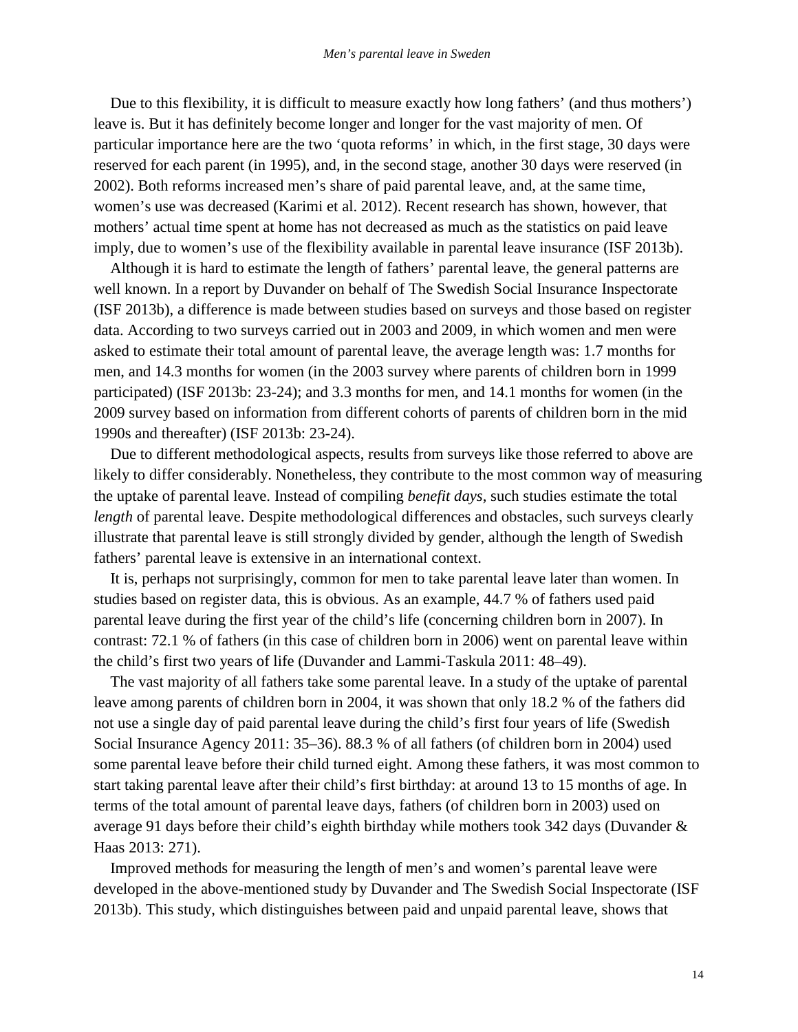Due to this flexibility, it is difficult to measure exactly how long fathers' (and thus mothers') leave is. But it has definitely become longer and longer for the vast majority of men. Of particular importance here are the two 'quota reforms' in which, in the first stage, 30 days were reserved for each parent (in 1995), and, in the second stage, another 30 days were reserved (in 2002). Both reforms increased men's share of paid parental leave, and, at the same time, women's use was decreased (Karimi et al. 2012). Recent research has shown, however, that mothers' actual time spent at home has not decreased as much as the statistics on paid leave imply, due to women's use of the flexibility available in parental leave insurance (ISF 2013b).

Although it is hard to estimate the length of fathers' parental leave, the general patterns are well known. In a report by Duvander on behalf of The Swedish Social Insurance Inspectorate (ISF 2013b), a difference is made between studies based on surveys and those based on register data. According to two surveys carried out in 2003 and 2009, in which women and men were asked to estimate their total amount of parental leave, the average length was: 1.7 months for men, and 14.3 months for women (in the 2003 survey where parents of children born in 1999 participated) (ISF 2013b: 23-24); and 3.3 months for men, and 14.1 months for women (in the 2009 survey based on information from different cohorts of parents of children born in the mid 1990s and thereafter) (ISF 2013b: 23-24).

Due to different methodological aspects, results from surveys like those referred to above are likely to differ considerably. Nonetheless, they contribute to the most common way of measuring the uptake of parental leave. Instead of compiling *benefit days*, such studies estimate the total *length* of parental leave. Despite methodological differences and obstacles, such surveys clearly illustrate that parental leave is still strongly divided by gender, although the length of Swedish fathers' parental leave is extensive in an international context.

It is, perhaps not surprisingly, common for men to take parental leave later than women. In studies based on register data, this is obvious. As an example, 44.7 % of fathers used paid parental leave during the first year of the child's life (concerning children born in 2007). In contrast: 72.1 % of fathers (in this case of children born in 2006) went on parental leave within the child's first two years of life (Duvander and Lammi-Taskula 2011: 48–49).

The vast majority of all fathers take some parental leave. In a study of the uptake of parental leave among parents of children born in 2004, it was shown that only 18.2 % of the fathers did not use a single day of paid parental leave during the child's first four years of life (Swedish Social Insurance Agency 2011: 35–36). 88.3 % of all fathers (of children born in 2004) used some parental leave before their child turned eight. Among these fathers, it was most common to start taking parental leave after their child's first birthday: at around 13 to 15 months of age. In terms of the total amount of parental leave days, fathers (of children born in 2003) used on average 91 days before their child's eighth birthday while mothers took 342 days (Duvander & Haas 2013: 271).

Improved methods for measuring the length of men's and women's parental leave were developed in the above-mentioned study by Duvander and The Swedish Social Inspectorate (ISF 2013b). This study, which distinguishes between paid and unpaid parental leave, shows that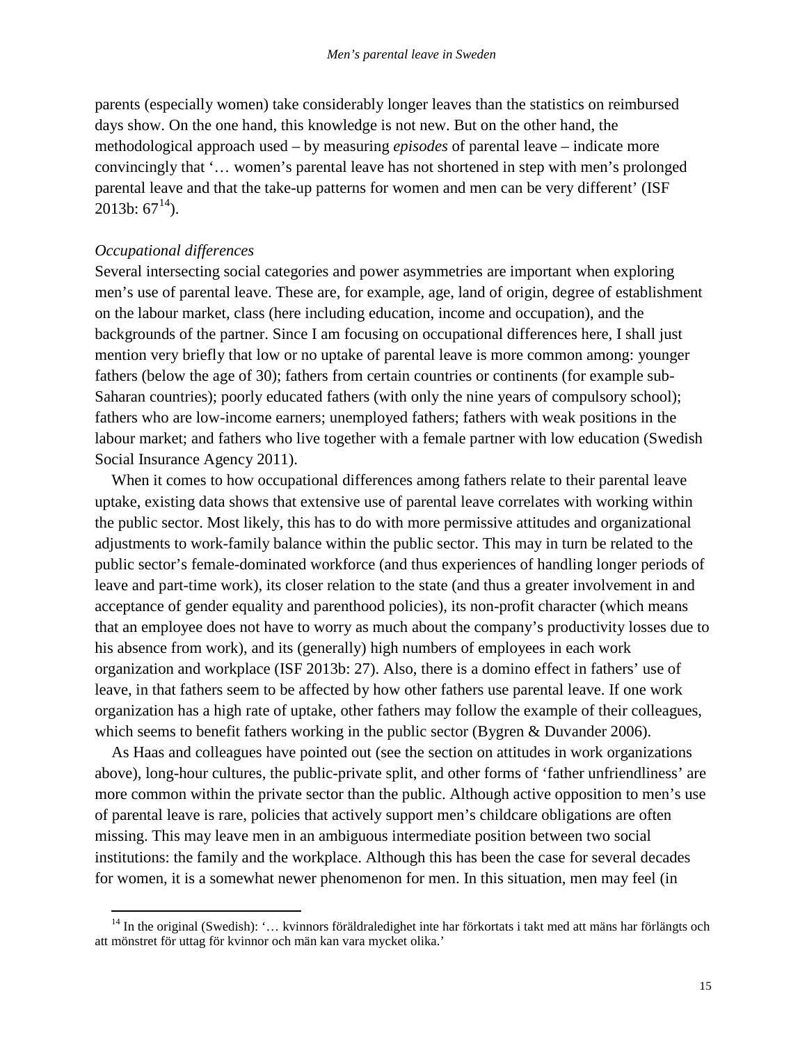parents (especially women) take considerably longer leaves than the statistics on reimbursed days show. On the one hand, this knowledge is not new. But on the other hand, the methodological approach used – by measuring *episodes* of parental leave – indicate more convincingly that '… women's parental leave has not shortened in step with men's prolonged parental leave and that the take-up patterns for women and men can be very different' (ISF 2013b: 67[14]).

### *Occupational differences*

Several intersecting social categories and power asymmetries are important when exploring men's use of parental leave. These are, for example, age, land of origin, degree of establishment on the labour market, class (here including education, income and occupation), and the backgrounds of the partner. Since I am focusing on occupational differences here, I shall just mention very briefly that low or no uptake of parental leave is more common among: younger fathers (below the age of 30); fathers from certain countries or continents (for example sub-Saharan countries); poorly educated fathers (with only the nine years of compulsory school); fathers who are low-income earners; unemployed fathers; fathers with weak positions in the labour market; and fathers who live together with a female partner with low education (Swedish Social Insurance Agency 2011).

When it comes to how occupational differences among fathers relate to their parental leave uptake, existing data shows that extensive use of parental leave correlates with working within the public sector. Most likely, this has to do with more permissive attitudes and organizational adjustments to work-family balance within the public sector. This may in turn be related to the public sector's female-dominated workforce (and thus experiences of handling longer periods of leave and part-time work), its closer relation to the state (and thus a greater involvement in and acceptance of gender equality and parenthood policies), its non-profit character (which means that an employee does not have to worry as much about the company's productivity losses due to his absence from work), and its (generally) high numbers of employees in each work organization and workplace (ISF 2013b: 27). Also, there is a domino effect in fathers' use of leave, in that fathers seem to be affected by how other fathers use parental leave. If one work organization has a high rate of uptake, other fathers may follow the example of their colleagues, which seems to benefit fathers working in the public sector (Bygren & Duvander 2006).

As Haas and colleagues have pointed out (see the section on attitudes in work organizations above), long-hour cultures, the public-private split, and other forms of 'father unfriendliness' are more common within the private sector than the public. Although active opposition to men's use of parental leave is rare, policies that actively support men's childcare obligations are often missing. This may leave men in an ambiguous intermediate position between two social institutions: the family and the workplace. Although this has been the case for several decades for women, it is a somewhat newer phenomenon for men. In this situation, men may feel (in

[14] In the original (Swedish): '… kvinnors föräldraledighet inte har förkortats i takt med att mäns har förlängts och att mönstret för uttag för kvinnor och män kan vara mycket olika.'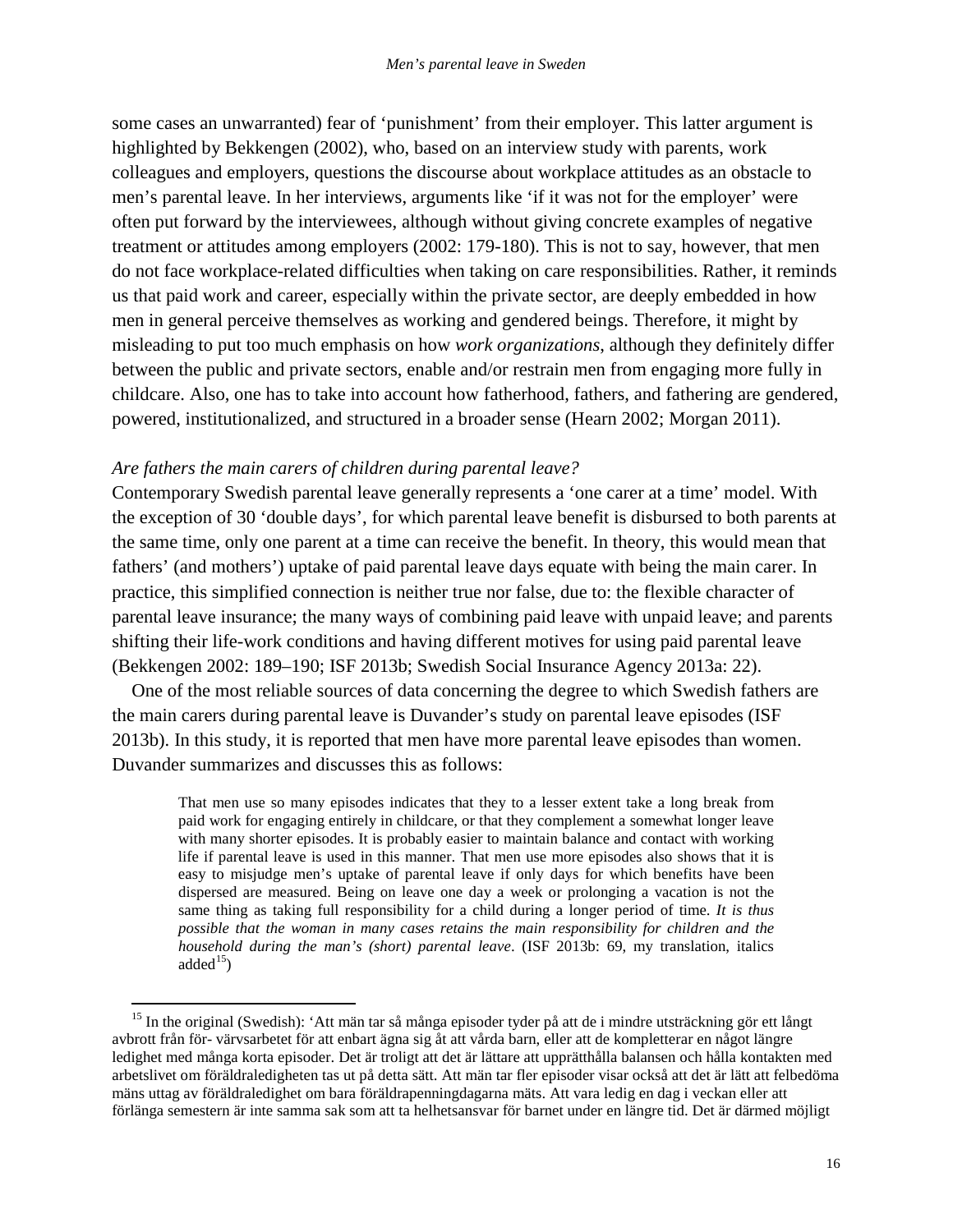some cases an unwarranted) fear of 'punishment' from their employer. This latter argument is highlighted by Bekkengen (2002), who, based on an interview study with parents, work colleagues and employers, questions the discourse about workplace attitudes as an obstacle to men's parental leave. In her interviews, arguments like 'if it was not for the employer' were often put forward by the interviewees, although without giving concrete examples of negative treatment or attitudes among employers (2002: 179-180). This is not to say, however, that men do not face workplace-related difficulties when taking on care responsibilities. Rather, it reminds us that paid work and career, especially within the private sector, are deeply embedded in how men in general perceive themselves as working and gendered beings. Therefore, it might by misleading to put too much emphasis on how *work organizations*, although they definitely differ between the public and private sectors, enable and/or restrain men from engaging more fully in childcare. Also, one has to take into account how fatherhood, fathers, and fathering are gendered, powered, institutionalized, and structured in a broader sense (Hearn 2002; Morgan 2011).

*Are fathers the main carers of children during parental leave?*

Contemporary Swedish parental leave generally represents a 'one carer at a time' model. With the exception of 30 'double days', for which parental leave benefit is disbursed to both parents at the same time, only one parent at a time can receive the benefit. In theory, this would mean that fathers' (and mothers') uptake of paid parental leave days equate with being the main carer. In practice, this simplified connection is neither true nor false, due to: the flexible character of parental leave insurance; the many ways of combining paid leave with unpaid leave; and parents shifting their life-work conditions and having different motives for using paid parental leave (Bekkengen 2002: 189–190; ISF 2013b; Swedish Social Insurance Agency 2013a: 22).

One of the most reliable sources of data concerning the degree to which Swedish fathers are the main carers during parental leave is Duvander's study on parental leave episodes (ISF 2013b). In this study, it is reported that men have more parental leave episodes than women. Duvander summarizes and discusses this as follows:

> That men use so many episodes indicates that they to a lesser extent take a long break from paid work for engaging entirely in childcare, or that they complement a somewhat longer leave with many shorter episodes. It is probably easier to maintain balance and contact with working life if parental leave is used in this manner. That men use more episodes also shows that it is easy to misjudge men's uptake of parental leave if only days for which benefits have been dispersed are measured. Being on leave one day a week or prolonging a vacation is not the same thing as taking full responsibility for a child during a longer period of time. *It is thus possible that the woman in many cases retains the main responsibility for children and the household during the man's (short) parental leave*. (ISF 2013b: 69, my translation, italics added[15])

[15] In the original (Swedish): 'Att män tar så många episoder tyder på att de i mindre utsträckning gör ett långt avbrott från för- värvsarbetet för att enbart ägna sig åt att vårda barn, eller att de kompletterar en något längre ledighet med många korta episoder. Det är troligt att det är lättare att upprätthålla balansen och hålla kontakten med arbetslivet om föräldraledigheten tas ut på detta sätt. Att män tar fler episoder visar också att det är lätt att felbedöma mäns uttag av föräldraledighet om bara föräldrapenningdagarna mäts. Att vara ledig en dag i veckan eller att förlänga semestern är inte samma sak som att ta helhetsansvar för barnet under en längre tid. Det är därmed möjligt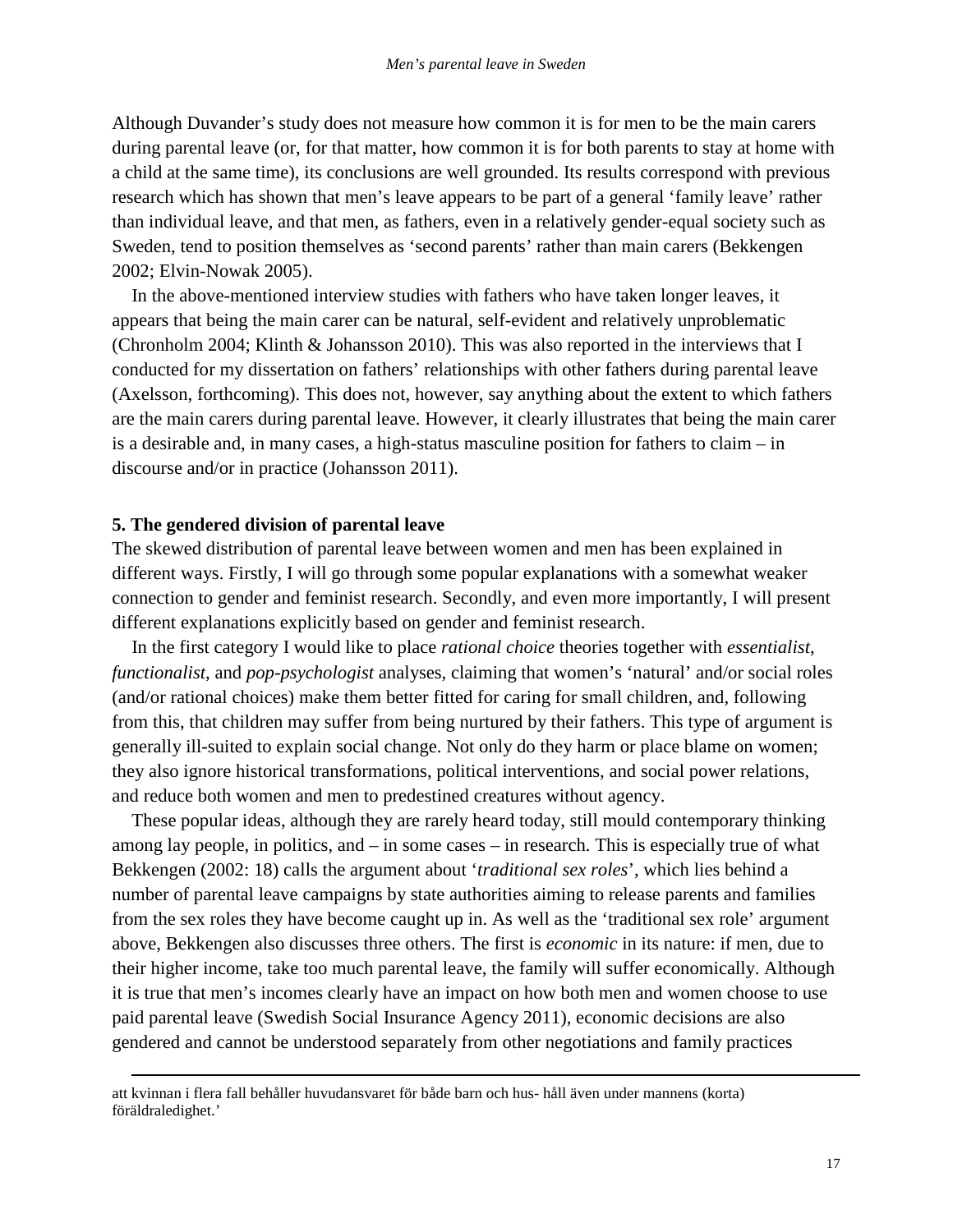Although Duvander's study does not measure how common it is for men to be the main carers during parental leave (or, for that matter, how common it is for both parents to stay at home with a child at the same time), its conclusions are well grounded. Its results correspond with previous research which has shown that men's leave appears to be part of a general 'family leave' rather than individual leave, and that men, as fathers, even in a relatively gender-equal society such as Sweden, tend to position themselves as 'second parents' rather than main carers (Bekkengen 2002; Elvin-Nowak 2005).

In the above-mentioned interview studies with fathers who have taken longer leaves, it appears that being the main carer can be natural, self-evident and relatively unproblematic (Chronholm 2004; Klinth & Johansson 2010). This was also reported in the interviews that I conducted for my dissertation on fathers' relationships with other fathers during parental leave (Axelsson, forthcoming). This does not, however, say anything about the extent to which fathers are the main carers during parental leave. However, it clearly illustrates that being the main carer is a desirable and, in many cases, a high-status masculine position for fathers to claim – in discourse and/or in practice (Johansson 2011).

## 5. The gendered division of parental leave

The skewed distribution of parental leave between women and men has been explained in different ways. Firstly, I will go through some popular explanations with a somewhat weaker connection to gender and feminist research. Secondly, and even more importantly, I will present different explanations explicitly based on gender and feminist research.

In the first category I would like to place *rational choice* theories together with *essentialist*, *functionalist*, and *pop-psychologist* analyses, claiming that women's 'natural' and/or social roles (and/or rational choices) make them better fitted for caring for small children, and, following from this, that children may suffer from being nurtured by their fathers. This type of argument is generally ill-suited to explain social change. Not only do they harm or place blame on women; they also ignore historical transformations, political interventions, and social power relations, and reduce both women and men to predestined creatures without agency.

These popular ideas, although they are rarely heard today, still mould contemporary thinking among lay people, in politics, and – in some cases – in research. This is especially true of what Bekkengen (2002: 18) calls the argument about '*traditional sex roles*', which lies behind a number of parental leave campaigns by state authorities aiming to release parents and families from the sex roles they have become caught up in. As well as the 'traditional sex role' argument above, Bekkengen also discusses three others. The first is *economic* in its nature: if men, due to their higher income, take too much parental leave, the family will suffer economically. Although it is true that men's incomes clearly have an impact on how both men and women choose to use paid parental leave (Swedish Social Insurance Agency 2011), economic decisions are also gendered and cannot be understood separately from other negotiations and family practices

---

att kvinnan i flera fall behåller huvudansvaret för både barn och hus- håll även under mannens (korta) föräldraledighet.'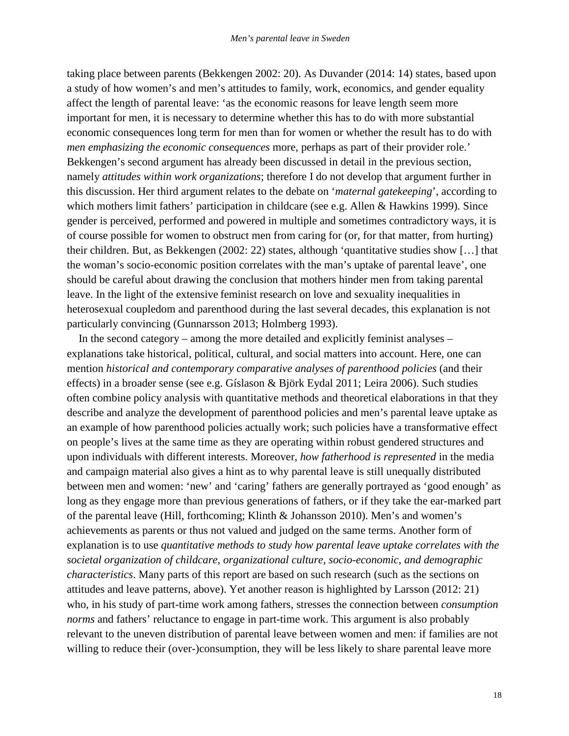taking place between parents (Bekkengen 2002: 20). As Duvander (2014: 14) states, based upon a study of how women's and men's attitudes to family, work, economics, and gender equality affect the length of parental leave: 'as the economic reasons for leave length seem more important for men, it is necessary to determine whether this has to do with more substantial economic consequences long term for men than for women or whether the result has to do with *men emphasizing the economic consequences* more, perhaps as part of their provider role.' Bekkengen's second argument has already been discussed in detail in the previous section, namely *attitudes within work organizations*; therefore I do not develop that argument further in this discussion. Her third argument relates to the debate on '*maternal gatekeeping*', according to which mothers limit fathers' participation in childcare (see e.g. Allen & Hawkins 1999). Since gender is perceived, performed and powered in multiple and sometimes contradictory ways, it is of course possible for women to obstruct men from caring for (or, for that matter, from hurting) their children. But, as Bekkengen (2002: 22) states, although 'quantitative studies show […] that the woman's socio-economic position correlates with the man's uptake of parental leave', one should be careful about drawing the conclusion that mothers hinder men from taking parental leave. In the light of the extensive feminist research on love and sexuality inequalities in heterosexual coupledom and parenthood during the last several decades, this explanation is not particularly convincing (Gunnarsson 2013; Holmberg 1993).

In the second category – among the more detailed and explicitly feminist analyses – explanations take historical, political, cultural, and social matters into account. Here, one can mention *historical and contemporary comparative analyses of parenthood policies* (and their effects) in a broader sense (see e.g. Gíslason & Björk Eydal 2011; Leira 2006). Such studies often combine policy analysis with quantitative methods and theoretical elaborations in that they describe and analyze the development of parenthood policies and men's parental leave uptake as an example of how parenthood policies actually work; such policies have a transformative effect on people's lives at the same time as they are operating within robust gendered structures and upon individuals with different interests. Moreover, *how fatherhood is represented* in the media and campaign material also gives a hint as to why parental leave is still unequally distributed between men and women: 'new' and 'caring' fathers are generally portrayed as 'good enough' as long as they engage more than previous generations of fathers, or if they take the ear-marked part of the parental leave (Hill, forthcoming; Klinth & Johansson 2010). Men's and women's achievements as parents or thus not valued and judged on the same terms. Another form of explanation is to use *quantitative methods to study how parental leave uptake correlates with the societal organization of childcare, organizational culture, socio-economic, and demographic characteristics*. Many parts of this report are based on such research (such as the sections on attitudes and leave patterns, above). Yet another reason is highlighted by Larsson (2012: 21) who, in his study of part-time work among fathers, stresses the connection between *consumption norms* and fathers' reluctance to engage in part-time work. This argument is also probably relevant to the uneven distribution of parental leave between women and men: if families are not willing to reduce their (over-)consumption, they will be less likely to share parental leave more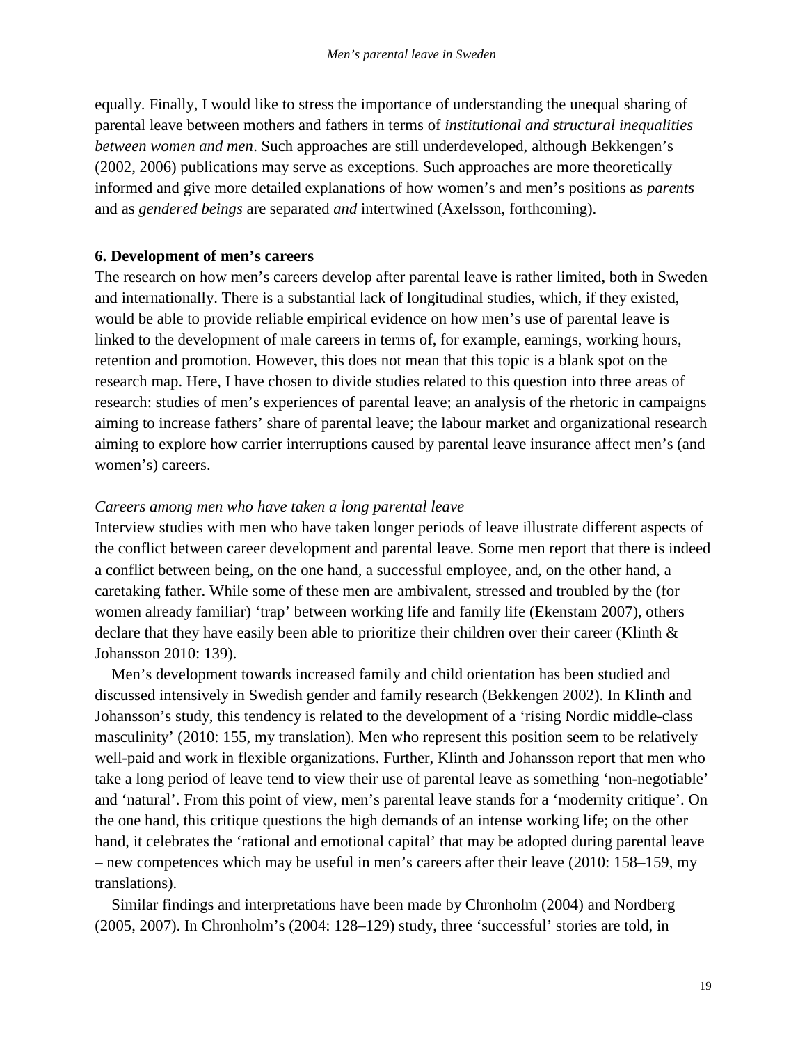equally. Finally, I would like to stress the importance of understanding the unequal sharing of parental leave between mothers and fathers in terms of *institutional and structural inequalities between women and men*. Such approaches are still underdeveloped, although Bekkengen's (2002, 2006) publications may serve as exceptions. Such approaches are more theoretically informed and give more detailed explanations of how women's and men's positions as *parents* and as *gendered beings* are separated *and* intertwined (Axelsson, forthcoming).

## 6. Development of men's careers

The research on how men's careers develop after parental leave is rather limited, both in Sweden and internationally. There is a substantial lack of longitudinal studies, which, if they existed, would be able to provide reliable empirical evidence on how men's use of parental leave is linked to the development of male careers in terms of, for example, earnings, working hours, retention and promotion. However, this does not mean that this topic is a blank spot on the research map. Here, I have chosen to divide studies related to this question into three areas of research: studies of men's experiences of parental leave; an analysis of the rhetoric in campaigns aiming to increase fathers' share of parental leave; the labour market and organizational research aiming to explore how carrier interruptions caused by parental leave insurance affect men's (and women's) careers.

### *Careers among men who have taken a long parental leave*

Interview studies with men who have taken longer periods of leave illustrate different aspects of the conflict between career development and parental leave. Some men report that there is indeed a conflict between being, on the one hand, a successful employee, and, on the other hand, a caretaking father. While some of these men are ambivalent, stressed and troubled by the (for women already familiar) 'trap' between working life and family life (Ekenstam 2007), others declare that they have easily been able to prioritize their children over their career (Klinth & Johansson 2010: 139).

Men's development towards increased family and child orientation has been studied and discussed intensively in Swedish gender and family research (Bekkengen 2002). In Klinth and Johansson's study, this tendency is related to the development of a 'rising Nordic middle-class masculinity' (2010: 155, my translation). Men who represent this position seem to be relatively well-paid and work in flexible organizations. Further, Klinth and Johansson report that men who take a long period of leave tend to view their use of parental leave as something 'non-negotiable' and 'natural'. From this point of view, men's parental leave stands for a 'modernity critique'. On the one hand, this critique questions the high demands of an intense working life; on the other hand, it celebrates the 'rational and emotional capital' that may be adopted during parental leave – new competences which may be useful in men's careers after their leave (2010: 158–159, my translations).

Similar findings and interpretations have been made by Chronholm (2004) and Nordberg (2005, 2007). In Chronholm's (2004: 128–129) study, three 'successful' stories are told, in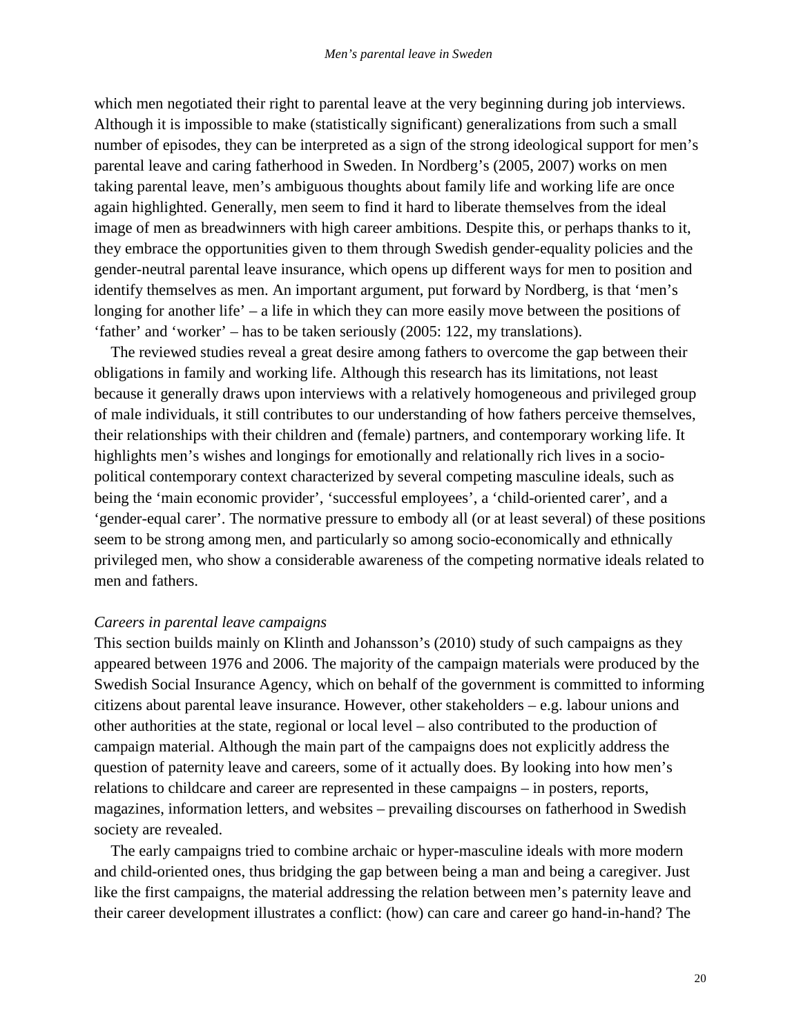which men negotiated their right to parental leave at the very beginning during job interviews. Although it is impossible to make (statistically significant) generalizations from such a small number of episodes, they can be interpreted as a sign of the strong ideological support for men's parental leave and caring fatherhood in Sweden. In Nordberg's (2005, 2007) works on men taking parental leave, men's ambiguous thoughts about family life and working life are once again highlighted. Generally, men seem to find it hard to liberate themselves from the ideal image of men as breadwinners with high career ambitions. Despite this, or perhaps thanks to it, they embrace the opportunities given to them through Swedish gender-equality policies and the gender-neutral parental leave insurance, which opens up different ways for men to position and identify themselves as men. An important argument, put forward by Nordberg, is that 'men's longing for another life' – a life in which they can more easily move between the positions of 'father' and 'worker' – has to be taken seriously (2005: 122, my translations).

The reviewed studies reveal a great desire among fathers to overcome the gap between their obligations in family and working life. Although this research has its limitations, not least because it generally draws upon interviews with a relatively homogeneous and privileged group of male individuals, it still contributes to our understanding of how fathers perceive themselves, their relationships with their children and (female) partners, and contemporary working life. It highlights men's wishes and longings for emotionally and relationally rich lives in a socio-political contemporary context characterized by several competing masculine ideals, such as being the 'main economic provider', 'successful employees', a 'child-oriented carer', and a 'gender-equal carer'. The normative pressure to embody all (or at least several) of these positions seem to be strong among men, and particularly so among socio-economically and ethnically privileged men, who show a considerable awareness of the competing normative ideals related to men and fathers.

*Careers in parental leave campaigns*

This section builds mainly on Klinth and Johansson's (2010) study of such campaigns as they appeared between 1976 and 2006. The majority of the campaign materials were produced by the Swedish Social Insurance Agency, which on behalf of the government is committed to informing citizens about parental leave insurance. However, other stakeholders – e.g. labour unions and other authorities at the state, regional or local level – also contributed to the production of campaign material. Although the main part of the campaigns does not explicitly address the question of paternity leave and careers, some of it actually does. By looking into how men's relations to childcare and career are represented in these campaigns – in posters, reports, magazines, information letters, and websites – prevailing discourses on fatherhood in Swedish society are revealed.

The early campaigns tried to combine archaic or hyper-masculine ideals with more modern and child-oriented ones, thus bridging the gap between being a man and being a caregiver. Just like the first campaigns, the material addressing the relation between men's paternity leave and their career development illustrates a conflict: (how) can care and career go hand-in-hand? The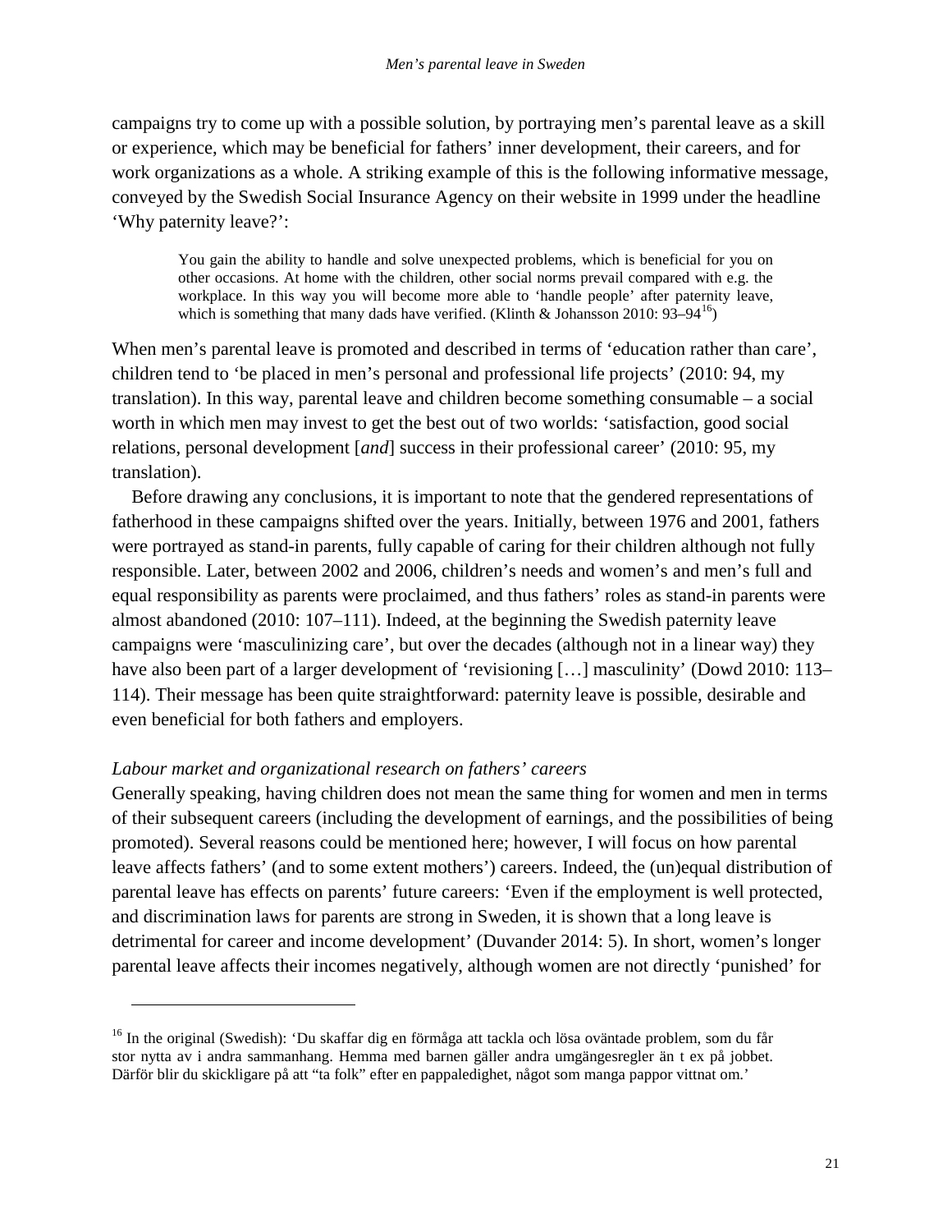campaigns try to come up with a possible solution, by portraying men's parental leave as a skill or experience, which may be beneficial for fathers' inner development, their careers, and for work organizations as a whole. A striking example of this is the following informative message, conveyed by the Swedish Social Insurance Agency on their website in 1999 under the headline 'Why paternity leave?':

> You gain the ability to handle and solve unexpected problems, which is beneficial for you on other occasions. At home with the children, other social norms prevail compared with e.g. the workplace. In this way you will become more able to 'handle people' after paternity leave, which is something that many dads have verified. (Klinth & Johansson 2010: 93–94[16])

When men's parental leave is promoted and described in terms of 'education rather than care', children tend to 'be placed in men's personal and professional life projects' (2010: 94, my translation). In this way, parental leave and children become something consumable – a social worth in which men may invest to get the best out of two worlds: 'satisfaction, good social relations, personal development [*and*] success in their professional career' (2010: 95, my translation).

Before drawing any conclusions, it is important to note that the gendered representations of fatherhood in these campaigns shifted over the years. Initially, between 1976 and 2001, fathers were portrayed as stand-in parents, fully capable of caring for their children although not fully responsible. Later, between 2002 and 2006, children's needs and women's and men's full and equal responsibility as parents were proclaimed, and thus fathers' roles as stand-in parents were almost abandoned (2010: 107–111). Indeed, at the beginning the Swedish paternity leave campaigns were 'masculinizing care', but over the decades (although not in a linear way) they have also been part of a larger development of 'revisioning […] masculinity' (Dowd 2010: 113–114). Their message has been quite straightforward: paternity leave is possible, desirable and even beneficial for both fathers and employers.

*Labour market and organizational research on fathers' careers*

Generally speaking, having children does not mean the same thing for women and men in terms of their subsequent careers (including the development of earnings, and the possibilities of being promoted). Several reasons could be mentioned here; however, I will focus on how parental leave affects fathers' (and to some extent mothers') careers. Indeed, the (un)equal distribution of parental leave has effects on parents' future careers: 'Even if the employment is well protected, and discrimination laws for parents are strong in Sweden, it is shown that a long leave is detrimental for career and income development' (Duvander 2014: 5). In short, women's longer parental leave affects their incomes negatively, although women are not directly 'punished' for

---

[16] In the original (Swedish): 'Du skaffar dig en förmåga att tackla och lösa oväntade problem, som du får stor nytta av i andra sammanhang. Hemma med barnen gäller andra umgängesregler än t ex på jobbet. Därför blir du skickligare på att "ta folk" efter en pappaledighet, något som manga pappor vittnat om.'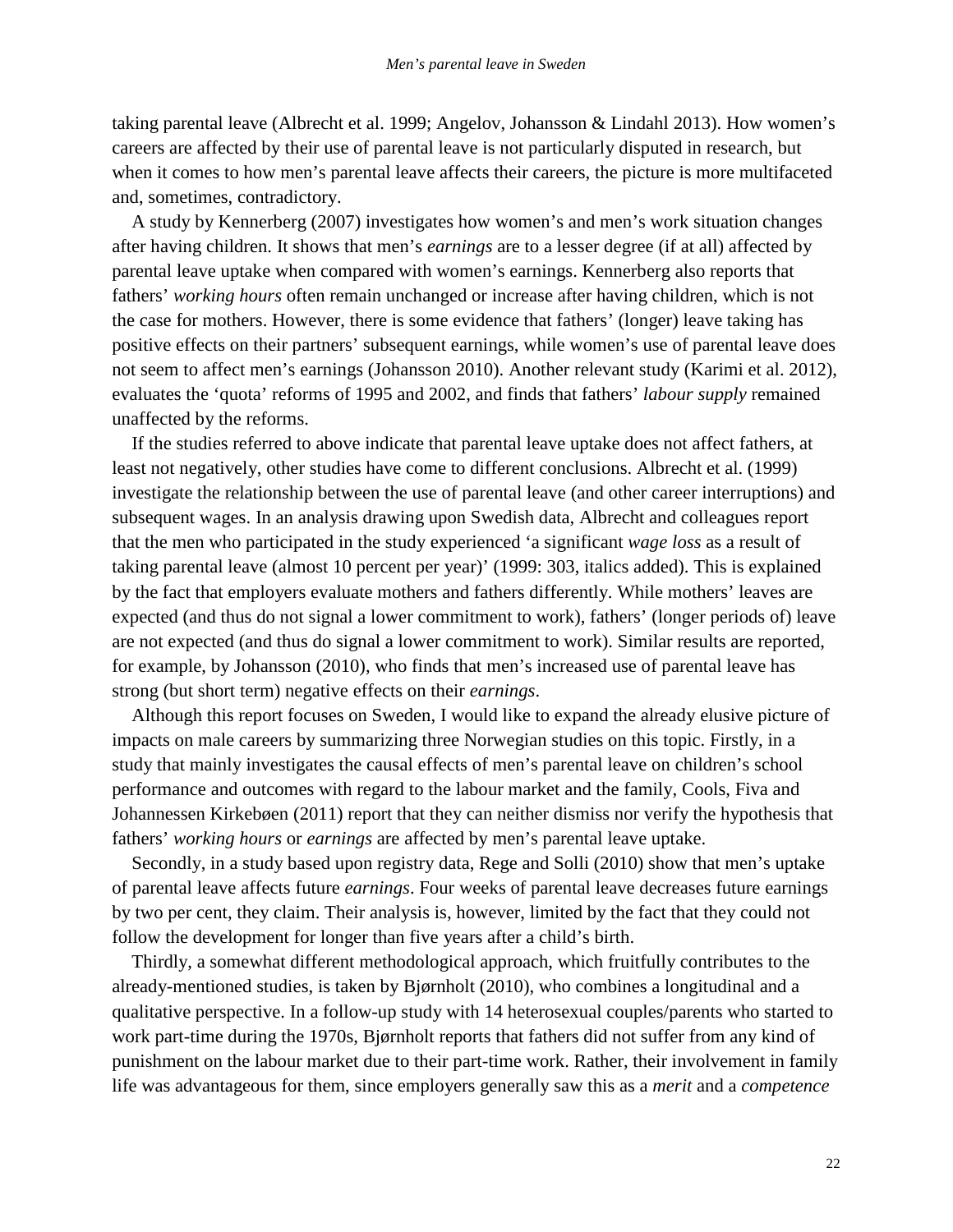taking parental leave (Albrecht et al. 1999; Angelov, Johansson & Lindahl 2013). How women's careers are affected by their use of parental leave is not particularly disputed in research, but when it comes to how men's parental leave affects their careers, the picture is more multifaceted and, sometimes, contradictory.

A study by Kennerberg (2007) investigates how women's and men's work situation changes after having children. It shows that men's *earnings* are to a lesser degree (if at all) affected by parental leave uptake when compared with women's earnings. Kennerberg also reports that fathers' *working hours* often remain unchanged or increase after having children, which is not the case for mothers. However, there is some evidence that fathers' (longer) leave taking has positive effects on their partners' subsequent earnings, while women's use of parental leave does not seem to affect men's earnings (Johansson 2010). Another relevant study (Karimi et al. 2012), evaluates the 'quota' reforms of 1995 and 2002, and finds that fathers' *labour supply* remained unaffected by the reforms.

If the studies referred to above indicate that parental leave uptake does not affect fathers, at least not negatively, other studies have come to different conclusions. Albrecht et al. (1999) investigate the relationship between the use of parental leave (and other career interruptions) and subsequent wages. In an analysis drawing upon Swedish data, Albrecht and colleagues report that the men who participated in the study experienced 'a significant *wage loss* as a result of taking parental leave (almost 10 percent per year)' (1999: 303, italics added). This is explained by the fact that employers evaluate mothers and fathers differently. While mothers' leaves are expected (and thus do not signal a lower commitment to work), fathers' (longer periods of) leave are not expected (and thus do signal a lower commitment to work). Similar results are reported, for example, by Johansson (2010), who finds that men's increased use of parental leave has strong (but short term) negative effects on their *earnings*.

Although this report focuses on Sweden, I would like to expand the already elusive picture of impacts on male careers by summarizing three Norwegian studies on this topic. Firstly, in a study that mainly investigates the causal effects of men's parental leave on children's school performance and outcomes with regard to the labour market and the family, Cools, Fiva and Johannessen Kirkebøen (2011) report that they can neither dismiss nor verify the hypothesis that fathers' *working hours* or *earnings* are affected by men's parental leave uptake.

Secondly, in a study based upon registry data, Rege and Solli (2010) show that men's uptake of parental leave affects future *earnings*. Four weeks of parental leave decreases future earnings by two per cent, they claim. Their analysis is, however, limited by the fact that they could not follow the development for longer than five years after a child's birth.

Thirdly, a somewhat different methodological approach, which fruitfully contributes to the already-mentioned studies, is taken by Bjørnholt (2010), who combines a longitudinal and a qualitative perspective. In a follow-up study with 14 heterosexual couples/parents who started to work part-time during the 1970s, Bjørnholt reports that fathers did not suffer from any kind of punishment on the labour market due to their part-time work. Rather, their involvement in family life was advantageous for them, since employers generally saw this as a *merit* and a *competence*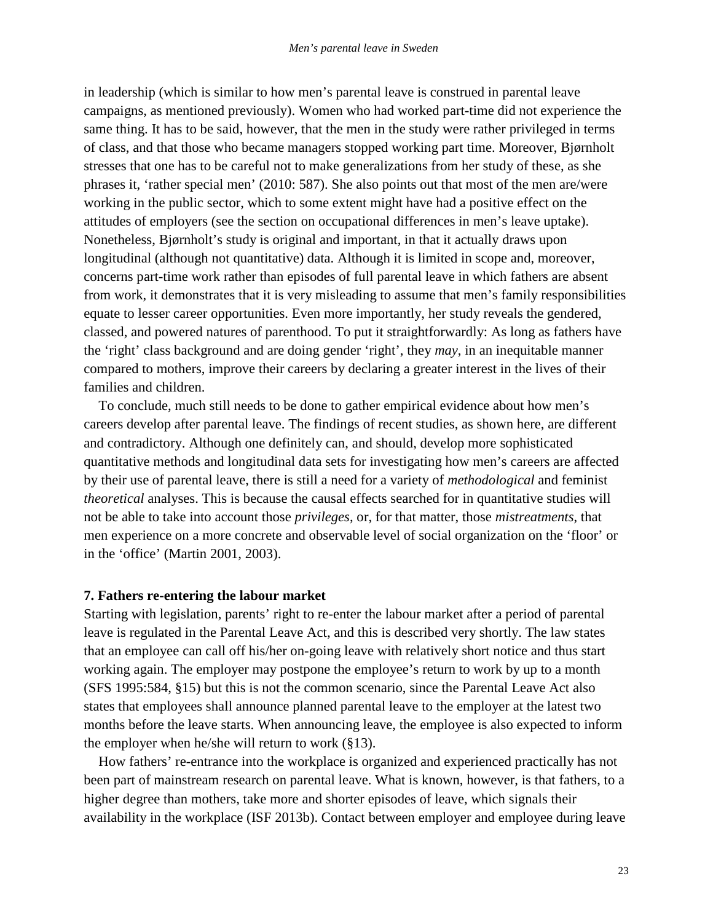in leadership (which is similar to how men's parental leave is construed in parental leave campaigns, as mentioned previously). Women who had worked part-time did not experience the same thing. It has to be said, however, that the men in the study were rather privileged in terms of class, and that those who became managers stopped working part time. Moreover, Bjørnholt stresses that one has to be careful not to make generalizations from her study of these, as she phrases it, 'rather special men' (2010: 587). She also points out that most of the men are/were working in the public sector, which to some extent might have had a positive effect on the attitudes of employers (see the section on occupational differences in men's leave uptake). Nonetheless, Bjørnholt's study is original and important, in that it actually draws upon longitudinal (although not quantitative) data. Although it is limited in scope and, moreover, concerns part-time work rather than episodes of full parental leave in which fathers are absent from work, it demonstrates that it is very misleading to assume that men's family responsibilities equate to lesser career opportunities. Even more importantly, her study reveals the gendered, classed, and powered natures of parenthood. To put it straightforwardly: As long as fathers have the 'right' class background and are doing gender 'right', they *may*, in an inequitable manner compared to mothers, improve their careers by declaring a greater interest in the lives of their families and children.

To conclude, much still needs to be done to gather empirical evidence about how men's careers develop after parental leave. The findings of recent studies, as shown here, are different and contradictory. Although one definitely can, and should, develop more sophisticated quantitative methods and longitudinal data sets for investigating how men's careers are affected by their use of parental leave, there is still a need for a variety of *methodological* and feminist *theoretical* analyses. This is because the causal effects searched for in quantitative studies will not be able to take into account those *privileges*, or, for that matter, those *mistreatments*, that men experience on a more concrete and observable level of social organization on the 'floor' or in the 'office' (Martin 2001, 2003).

## 7. Fathers re-entering the labour market

Starting with legislation, parents' right to re-enter the labour market after a period of parental leave is regulated in the Parental Leave Act, and this is described very shortly. The law states that an employee can call off his/her on-going leave with relatively short notice and thus start working again. The employer may postpone the employee's return to work by up to a month (SFS 1995:584, §15) but this is not the common scenario, since the Parental Leave Act also states that employees shall announce planned parental leave to the employer at the latest two months before the leave starts. When announcing leave, the employee is also expected to inform the employer when he/she will return to work (§13).

How fathers' re-entrance into the workplace is organized and experienced practically has not been part of mainstream research on parental leave. What is known, however, is that fathers, to a higher degree than mothers, take more and shorter episodes of leave, which signals their availability in the workplace (ISF 2013b). Contact between employer and employee during leave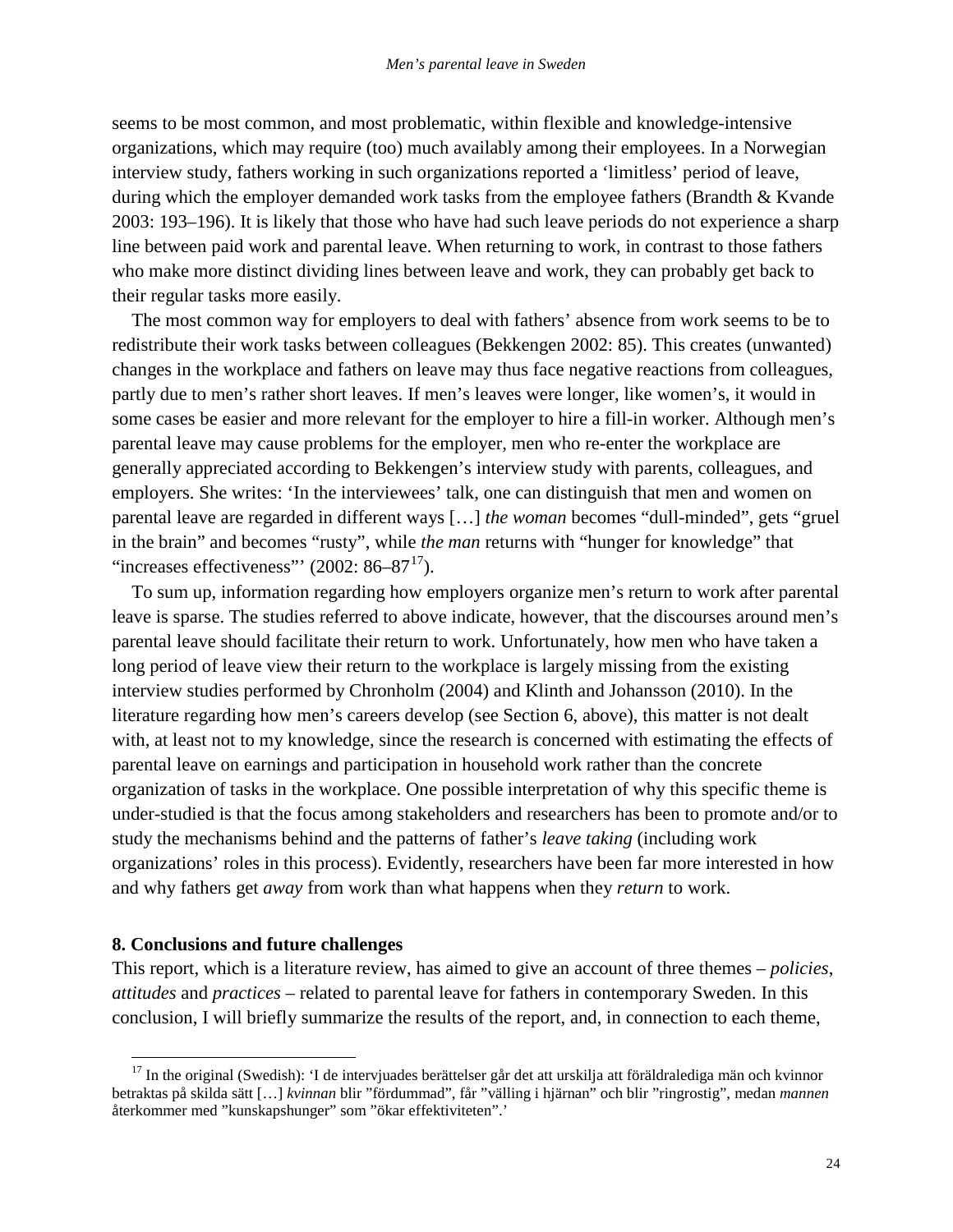seems to be most common, and most problematic, within flexible and knowledge-intensive organizations, which may require (too) much availably among their employees. In a Norwegian interview study, fathers working in such organizations reported a 'limitless' period of leave, during which the employer demanded work tasks from the employee fathers (Brandth & Kvande 2003: 193–196). It is likely that those who have had such leave periods do not experience a sharp line between paid work and parental leave. When returning to work, in contrast to those fathers who make more distinct dividing lines between leave and work, they can probably get back to their regular tasks more easily.

The most common way for employers to deal with fathers' absence from work seems to be to redistribute their work tasks between colleagues (Bekkengen 2002: 85). This creates (unwanted) changes in the workplace and fathers on leave may thus face negative reactions from colleagues, partly due to men's rather short leaves. If men's leaves were longer, like women's, it would in some cases be easier and more relevant for the employer to hire a fill-in worker. Although men's parental leave may cause problems for the employer, men who re-enter the workplace are generally appreciated according to Bekkengen's interview study with parents, colleagues, and employers. She writes: 'In the interviewees' talk, one can distinguish that men and women on parental leave are regarded in different ways […] *the woman* becomes "dull-minded", gets "gruel in the brain" and becomes "rusty", while *the man* returns with "hunger for knowledge" that "increases effectiveness"' (2002: 86–87[17]).

To sum up, information regarding how employers organize men's return to work after parental leave is sparse. The studies referred to above indicate, however, that the discourses around men's parental leave should facilitate their return to work. Unfortunately, how men who have taken a long period of leave view their return to the workplace is largely missing from the existing interview studies performed by Chronholm (2004) and Klinth and Johansson (2010). In the literature regarding how men's careers develop (see Section 6, above), this matter is not dealt with, at least not to my knowledge, since the research is concerned with estimating the effects of parental leave on earnings and participation in household work rather than the concrete organization of tasks in the workplace. One possible interpretation of why this specific theme is under-studied is that the focus among stakeholders and researchers has been to promote and/or to study the mechanisms behind and the patterns of father's *leave taking* (including work organizations' roles in this process). Evidently, researchers have been far more interested in how and why fathers get *away* from work than what happens when they *return* to work.

## 8. Conclusions and future challenges

This report, which is a literature review, has aimed to give an account of three themes – *policies*, *attitudes* and *practices* – related to parental leave for fathers in contemporary Sweden. In this conclusion, I will briefly summarize the results of the report, and, in connection to each theme,

---

[17] In the original (Swedish): 'I de intervjuades berättelser går det att urskilja att föräldralediga män och kvinnor betraktas på skilda sätt […] *kvinnan* blir "fördummad", får "välling i hjärnan" och blir "ringrostig", medan *mannen* återkommer med "kunskapshunger" som "ökar effektiviteten".'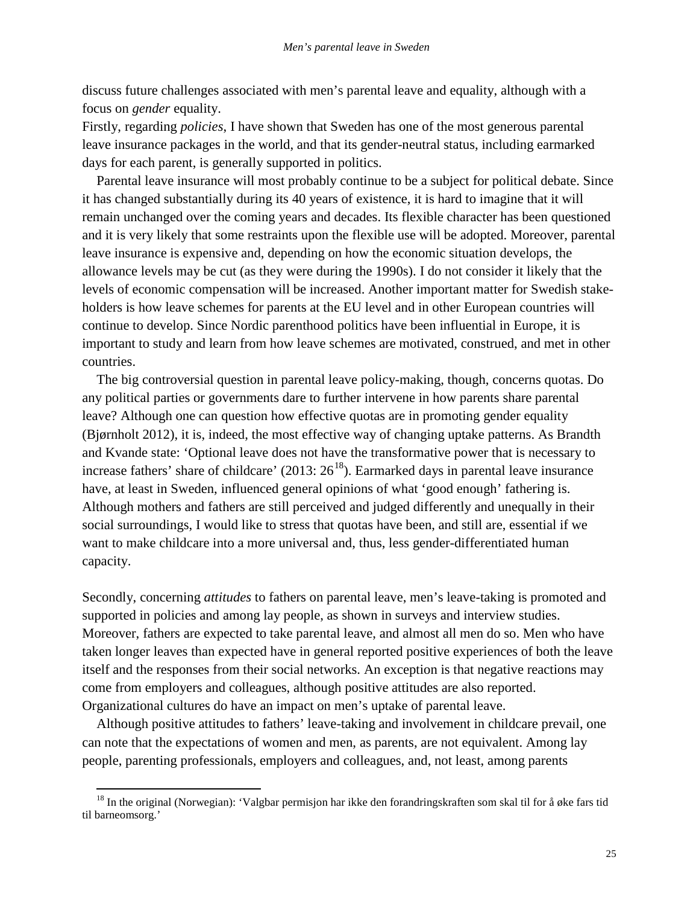discuss future challenges associated with men's parental leave and equality, although with a focus on *gender* equality.

Firstly, regarding *policies*, I have shown that Sweden has one of the most generous parental leave insurance packages in the world, and that its gender-neutral status, including earmarked days for each parent, is generally supported in politics.

Parental leave insurance will most probably continue to be a subject for political debate. Since it has changed substantially during its 40 years of existence, it is hard to imagine that it will remain unchanged over the coming years and decades. Its flexible character has been questioned and it is very likely that some restraints upon the flexible use will be adopted. Moreover, parental leave insurance is expensive and, depending on how the economic situation develops, the allowance levels may be cut (as they were during the 1990s). I do not consider it likely that the levels of economic compensation will be increased. Another important matter for Swedish stake-holders is how leave schemes for parents at the EU level and in other European countries will continue to develop. Since Nordic parenthood politics have been influential in Europe, it is important to study and learn from how leave schemes are motivated, construed, and met in other countries.

The big controversial question in parental leave policy-making, though, concerns quotas. Do any political parties or governments dare to further intervene in how parents share parental leave? Although one can question how effective quotas are in promoting gender equality (Bjørnholt 2012), it is, indeed, the most effective way of changing uptake patterns. As Brandth and Kvande state: 'Optional leave does not have the transformative power that is necessary to increase fathers' share of childcare' (2013: 26[18]). Earmarked days in parental leave insurance have, at least in Sweden, influenced general opinions of what 'good enough' fathering is. Although mothers and fathers are still perceived and judged differently and unequally in their social surroundings, I would like to stress that quotas have been, and still are, essential if we want to make childcare into a more universal and, thus, less gender-differentiated human capacity.

Secondly, concerning *attitudes* to fathers on parental leave, men's leave-taking is promoted and supported in policies and among lay people, as shown in surveys and interview studies. Moreover, fathers are expected to take parental leave, and almost all men do so. Men who have taken longer leaves than expected have in general reported positive experiences of both the leave itself and the responses from their social networks. An exception is that negative reactions may come from employers and colleagues, although positive attitudes are also reported. Organizational cultures do have an impact on men's uptake of parental leave.

Although positive attitudes to fathers' leave-taking and involvement in childcare prevail, one can note that the expectations of women and men, as parents, are not equivalent. Among lay people, parenting professionals, employers and colleagues, and, not least, among parents

[18] In the original (Norwegian): 'Valgbar permisjon har ikke den forandringskraften som skal til for å øke fars tid til barneomsorg.'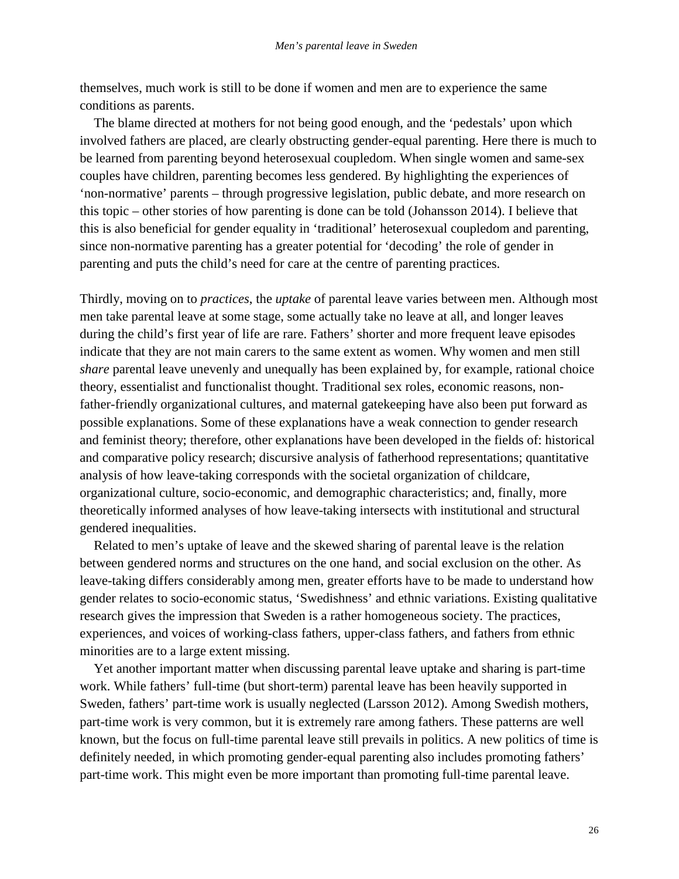themselves, much work is still to be done if women and men are to experience the same conditions as parents.

The blame directed at mothers for not being good enough, and the 'pedestals' upon which involved fathers are placed, are clearly obstructing gender-equal parenting. Here there is much to be learned from parenting beyond heterosexual coupledom. When single women and same-sex couples have children, parenting becomes less gendered. By highlighting the experiences of 'non-normative' parents – through progressive legislation, public debate, and more research on this topic – other stories of how parenting is done can be told (Johansson 2014). I believe that this is also beneficial for gender equality in 'traditional' heterosexual coupledom and parenting, since non-normative parenting has a greater potential for 'decoding' the role of gender in parenting and puts the child's need for care at the centre of parenting practices.

Thirdly, moving on to *practices*, the *uptake* of parental leave varies between men. Although most men take parental leave at some stage, some actually take no leave at all, and longer leaves during the child's first year of life are rare. Fathers' shorter and more frequent leave episodes indicate that they are not main carers to the same extent as women. Why women and men still *share* parental leave unevenly and unequally has been explained by, for example, rational choice theory, essentialist and functionalist thought. Traditional sex roles, economic reasons, non-father-friendly organizational cultures, and maternal gatekeeping have also been put forward as possible explanations. Some of these explanations have a weak connection to gender research and feminist theory; therefore, other explanations have been developed in the fields of: historical and comparative policy research; discursive analysis of fatherhood representations; quantitative analysis of how leave-taking corresponds with the societal organization of childcare, organizational culture, socio-economic, and demographic characteristics; and, finally, more theoretically informed analyses of how leave-taking intersects with institutional and structural gendered inequalities.

Related to men's uptake of leave and the skewed sharing of parental leave is the relation between gendered norms and structures on the one hand, and social exclusion on the other. As leave-taking differs considerably among men, greater efforts have to be made to understand how gender relates to socio-economic status, 'Swedishness' and ethnic variations. Existing qualitative research gives the impression that Sweden is a rather homogeneous society. The practices, experiences, and voices of working-class fathers, upper-class fathers, and fathers from ethnic minorities are to a large extent missing.

Yet another important matter when discussing parental leave uptake and sharing is part-time work. While fathers' full-time (but short-term) parental leave has been heavily supported in Sweden, fathers' part-time work is usually neglected (Larsson 2012). Among Swedish mothers, part-time work is very common, but it is extremely rare among fathers. These patterns are well known, but the focus on full-time parental leave still prevails in politics. A new politics of time is definitely needed, in which promoting gender-equal parenting also includes promoting fathers' part-time work. This might even be more important than promoting full-time parental leave.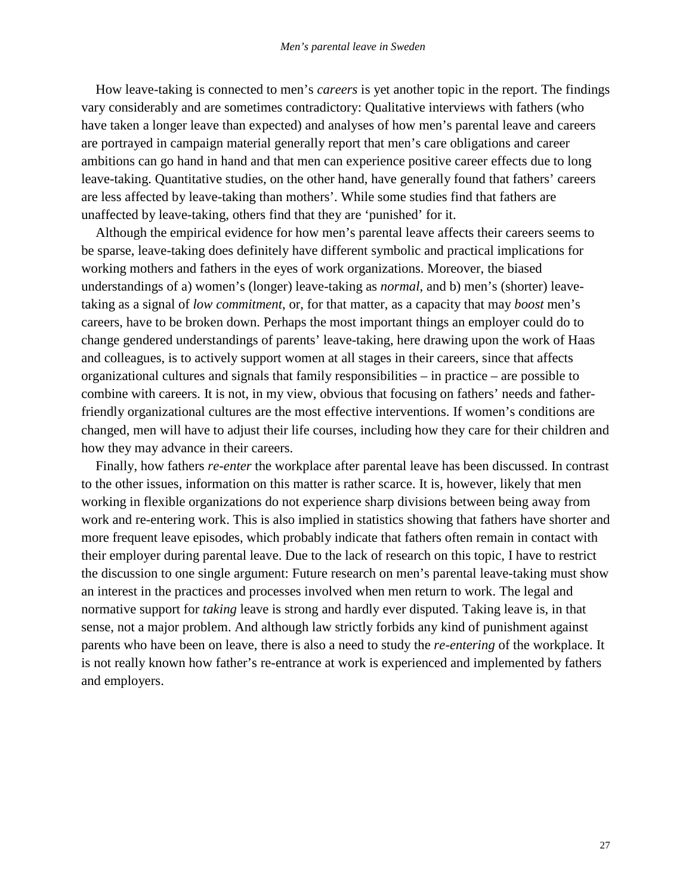How leave-taking is connected to men's *careers* is yet another topic in the report. The findings vary considerably and are sometimes contradictory: Qualitative interviews with fathers (who have taken a longer leave than expected) and analyses of how men's parental leave and careers are portrayed in campaign material generally report that men's care obligations and career ambitions can go hand in hand and that men can experience positive career effects due to long leave-taking. Quantitative studies, on the other hand, have generally found that fathers' careers are less affected by leave-taking than mothers'. While some studies find that fathers are unaffected by leave-taking, others find that they are 'punished' for it.

Although the empirical evidence for how men's parental leave affects their careers seems to be sparse, leave-taking does definitely have different symbolic and practical implications for working mothers and fathers in the eyes of work organizations. Moreover, the biased understandings of a) women's (longer) leave-taking as *normal*, and b) men's (shorter) leave-taking as a signal of *low commitment*, or, for that matter, as a capacity that may *boost* men's careers, have to be broken down. Perhaps the most important things an employer could do to change gendered understandings of parents' leave-taking, here drawing upon the work of Haas and colleagues, is to actively support women at all stages in their careers, since that affects organizational cultures and signals that family responsibilities – in practice – are possible to combine with careers. It is not, in my view, obvious that focusing on fathers' needs and father-friendly organizational cultures are the most effective interventions. If women's conditions are changed, men will have to adjust their life courses, including how they care for their children and how they may advance in their careers.

Finally, how fathers *re-enter* the workplace after parental leave has been discussed. In contrast to the other issues, information on this matter is rather scarce. It is, however, likely that men working in flexible organizations do not experience sharp divisions between being away from work and re-entering work. This is also implied in statistics showing that fathers have shorter and more frequent leave episodes, which probably indicate that fathers often remain in contact with their employer during parental leave. Due to the lack of research on this topic, I have to restrict the discussion to one single argument: Future research on men's parental leave-taking must show an interest in the practices and processes involved when men return to work. The legal and normative support for *taking* leave is strong and hardly ever disputed. Taking leave is, in that sense, not a major problem. And although law strictly forbids any kind of punishment against parents who have been on leave, there is also a need to study the *re-entering* of the workplace. It is not really known how father's re-entrance at work is experienced and implemented by fathers and employers.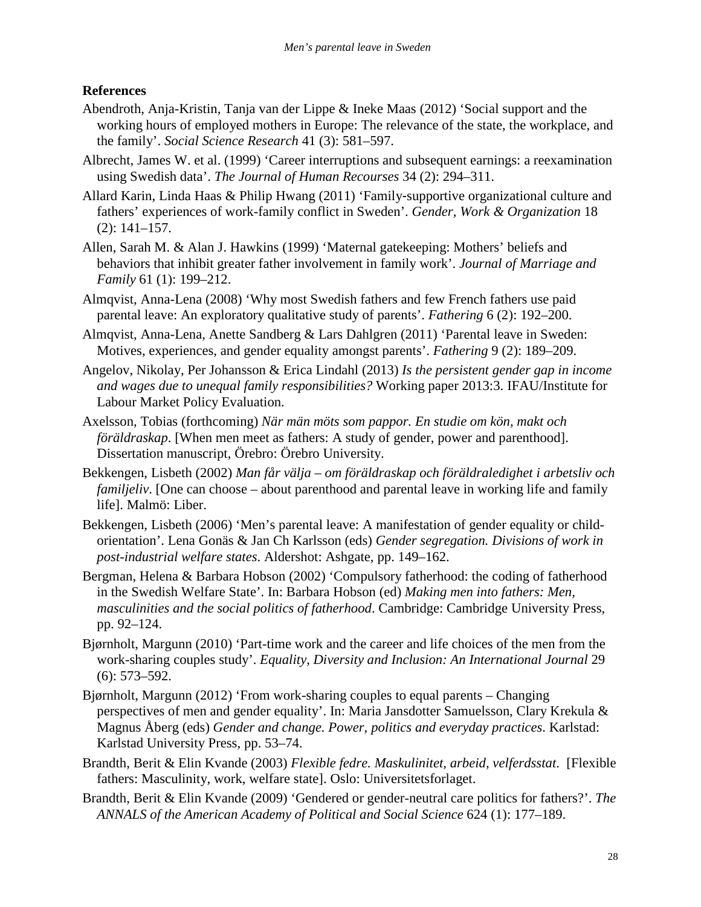**References**

Abendroth, Anja-Kristin, Tanja van der Lippe & Ineke Maas (2012) 'Social support and the working hours of employed mothers in Europe: The relevance of the state, the workplace, and the family'. *Social Science Research* 41 (3): 581–597.

Albrecht, James W. et al. (1999) 'Career interruptions and subsequent earnings: a reexamination using Swedish data'. *The Journal of Human Recourses* 34 (2): 294–311.

Allard Karin, Linda Haas & Philip Hwang (2011) 'Family-supportive organizational culture and fathers' experiences of work-family conflict in Sweden'. *Gender, Work & Organization* 18 (2): 141–157.

Allen, Sarah M. & Alan J. Hawkins (1999) 'Maternal gatekeeping: Mothers' beliefs and behaviors that inhibit greater father involvement in family work'. *Journal of Marriage and Family* 61 (1): 199–212.

Almqvist, Anna-Lena (2008) 'Why most Swedish fathers and few French fathers use paid parental leave: An exploratory qualitative study of parents'. *Fathering* 6 (2): 192–200.

Almqvist, Anna-Lena, Anette Sandberg & Lars Dahlgren (2011) 'Parental leave in Sweden: Motives, experiences, and gender equality amongst parents'. *Fathering* 9 (2): 189–209.

Angelov, Nikolay, Per Johansson & Erica Lindahl (2013) *Is the persistent gender gap in income and wages due to unequal family responsibilities?* Working paper 2013:3. IFAU/Institute for Labour Market Policy Evaluation.

Axelsson, Tobias (forthcoming) *När män möts som pappor. En studie om kön, makt och föräldraskap*. [When men meet as fathers: A study of gender, power and parenthood]. Dissertation manuscript, Örebro: Örebro University.

Bekkengen, Lisbeth (2002) *Man får välja – om föräldraskap och föräldraledighet i arbetsliv och familjeliv*. [One can choose – about parenthood and parental leave in working life and family life]. Malmö: Liber.

Bekkengen, Lisbeth (2006) 'Men's parental leave: A manifestation of gender equality or child-orientation'. Lena Gonäs & Jan Ch Karlsson (eds) *Gender segregation. Divisions of work in post-industrial welfare states*. Aldershot: Ashgate, pp. 149–162.

Bergman, Helena & Barbara Hobson (2002) 'Compulsory fatherhood: the coding of fatherhood in the Swedish Welfare State'. In: Barbara Hobson (ed) *Making men into fathers: Men, masculinities and the social politics of fatherhood*. Cambridge: Cambridge University Press, pp. 92–124.

Bjørnholt, Margunn (2010) 'Part-time work and the career and life choices of the men from the work-sharing couples study'. *Equality, Diversity and Inclusion: An International Journal* 29 (6): 573–592.

Bjørnholt, Margunn (2012) 'From work-sharing couples to equal parents – Changing perspectives of men and gender equality'. In: Maria Jansdotter Samuelsson, Clary Krekula & Magnus Åberg (eds) *Gender and change. Power, politics and everyday practices*. Karlstad: Karlstad University Press, pp. 53–74.

Brandth, Berit & Elin Kvande (2003) *Flexible fedre. Maskulinitet, arbeid, velferdsstat*. [Flexible fathers: Masculinity, work, welfare state]. Oslo: Universitetsforlaget.

Brandth, Berit & Elin Kvande (2009) 'Gendered or gender-neutral care politics for fathers?'. *The ANNALS of the American Academy of Political and Social Science* 624 (1): 177–189.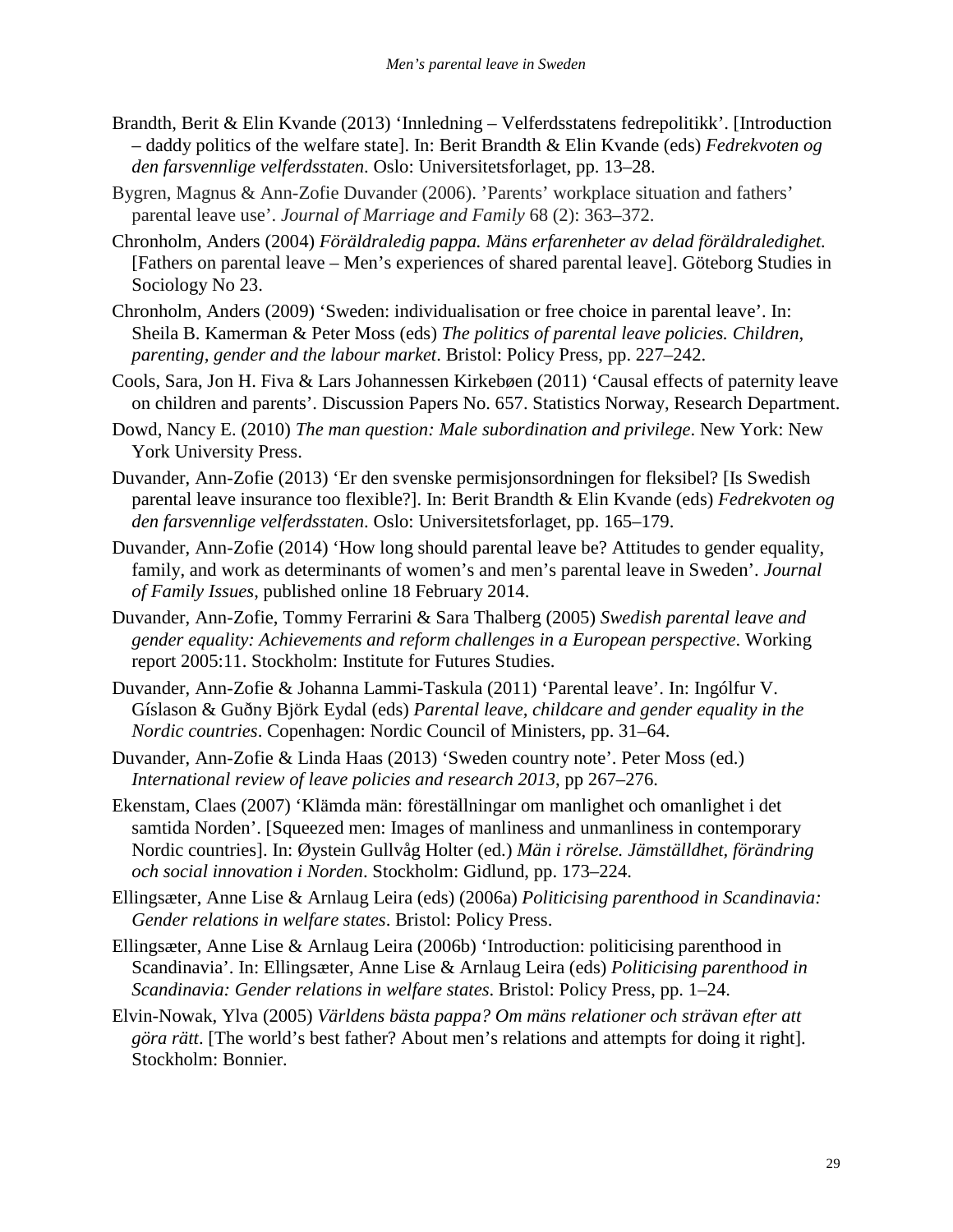Brandth, Berit & Elin Kvande (2013) 'Innledning – Velferdsstatens fedrepolitikk'. [Introduction – daddy politics of the welfare state]. In: Berit Brandth & Elin Kvande (eds) *Fedrekvoten og den farsvennlige velferdsstaten*. Oslo: Universitetsforlaget, pp. 13–28.

Bygren, Magnus & Ann-Zofie Duvander (2006). 'Parents' workplace situation and fathers' parental leave use'. *Journal of Marriage and Family* 68 (2): 363–372.

Chronholm, Anders (2004) *Föräldraledig pappa. Mäns erfarenheter av delad föräldraledighet.* [Fathers on parental leave – Men's experiences of shared parental leave]. Göteborg Studies in Sociology No 23.

Chronholm, Anders (2009) 'Sweden: individualisation or free choice in parental leave'. In: Sheila B. Kamerman & Peter Moss (eds) *The politics of parental leave policies. Children, parenting, gender and the labour market*. Bristol: Policy Press, pp. 227–242.

Cools, Sara, Jon H. Fiva & Lars Johannessen Kirkebøen (2011) 'Causal effects of paternity leave on children and parents'. Discussion Papers No. 657. Statistics Norway, Research Department.

Dowd, Nancy E. (2010) *The man question: Male subordination and privilege*. New York: New York University Press.

Duvander, Ann-Zofie (2013) 'Er den svenske permisjonsordningen for fleksibel? [Is Swedish parental leave insurance too flexible?]. In: Berit Brandth & Elin Kvande (eds) *Fedrekvoten og den farsvennlige velferdsstaten*. Oslo: Universitetsforlaget, pp. 165–179.

Duvander, Ann-Zofie (2014) 'How long should parental leave be? Attitudes to gender equality, family, and work as determinants of women's and men's parental leave in Sweden'. *Journal of Family Issues*, published online 18 February 2014.

Duvander, Ann-Zofie, Tommy Ferrarini & Sara Thalberg (2005) *Swedish parental leave and gender equality: Achievements and reform challenges in a European perspective*. Working report 2005:11. Stockholm: Institute for Futures Studies.

Duvander, Ann-Zofie & Johanna Lammi-Taskula (2011) 'Parental leave'. In: Ingólfur V. Gíslason & Guðny Björk Eydal (eds) *Parental leave, childcare and gender equality in the Nordic countries*. Copenhagen: Nordic Council of Ministers, pp. 31–64.

Duvander, Ann-Zofie & Linda Haas (2013) 'Sweden country note'. Peter Moss (ed.) *International review of leave policies and research 2013*, pp 267–276.

Ekenstam, Claes (2007) 'Klämda män: föreställningar om manlighet och omanlighet i det samtida Norden'. [Squeezed men: Images of manliness and unmanliness in contemporary Nordic countries]. In: Øystein Gullvåg Holter (ed.) *Män i rörelse. Jämställdhet, förändring och social innovation i Norden*. Stockholm: Gidlund, pp. 173–224.

Ellingsæter, Anne Lise & Arnlaug Leira (eds) (2006a) *Politicising parenthood in Scandinavia: Gender relations in welfare states*. Bristol: Policy Press.

Ellingsæter, Anne Lise & Arnlaug Leira (2006b) 'Introduction: politicising parenthood in Scandinavia'. In: Ellingsæter, Anne Lise & Arnlaug Leira (eds) *Politicising parenthood in Scandinavia: Gender relations in welfare states*. Bristol: Policy Press, pp. 1–24.

Elvin-Nowak, Ylva (2005) *Världens bästa pappa? Om mäns relationer och strävan efter att göra rätt*. [The world's best father? About men's relations and attempts for doing it right]. Stockholm: Bonnier.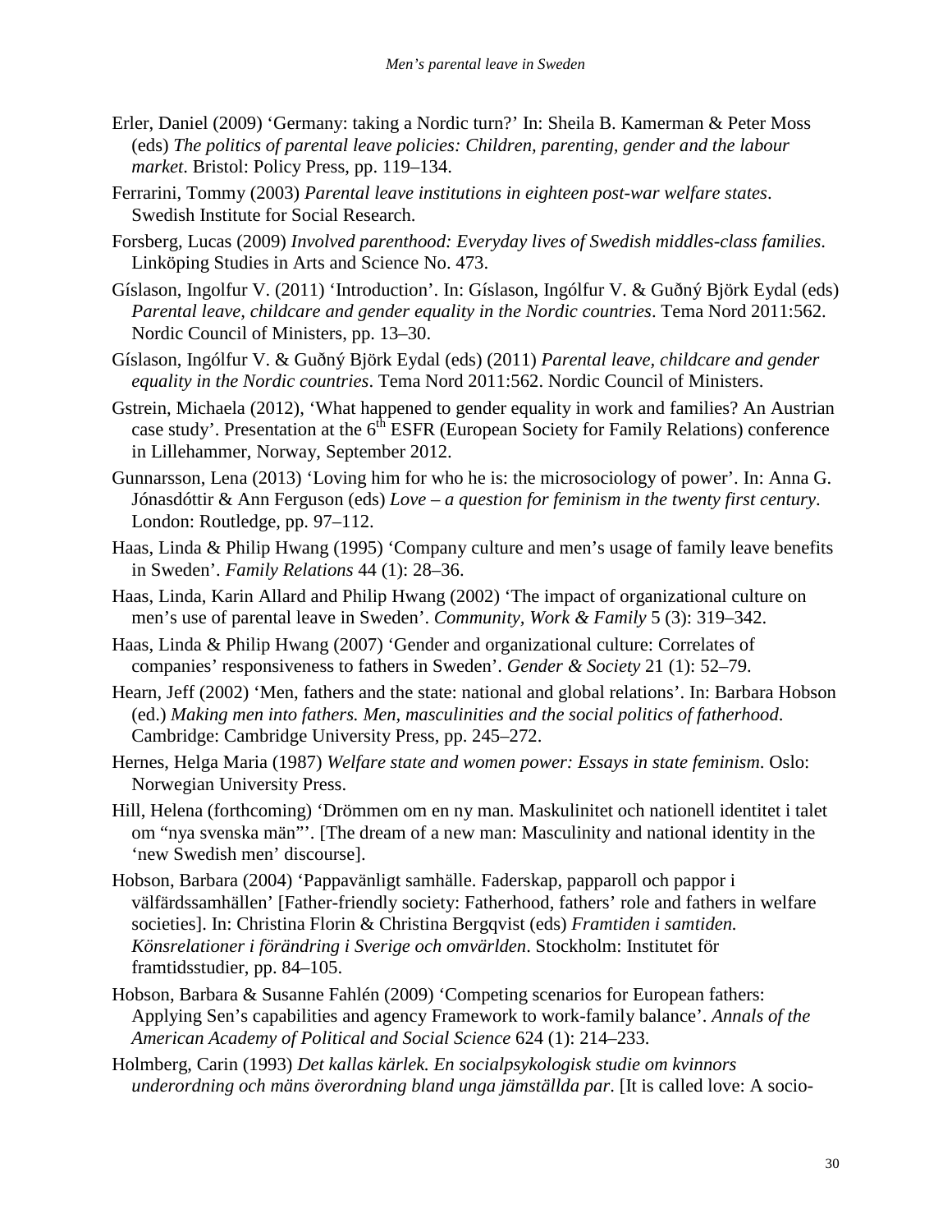Erler, Daniel (2009) ‘Germany: taking a Nordic turn?’ In: Sheila B. Kamerman & Peter Moss (eds) *The politics of parental leave policies: Children, parenting, gender and the labour market*. Bristol: Policy Press, pp. 119–134.

Ferrarini, Tommy (2003) *Parental leave institutions in eighteen post-war welfare states*. Swedish Institute for Social Research.

Forsberg, Lucas (2009) *Involved parenthood: Everyday lives of Swedish middles-class families*. Linköping Studies in Arts and Science No. 473.

Gíslason, Ingolfur V. (2011) ‘Introduction’. In: Gíslason, Ingólfur V. & Guðný Björk Eydal (eds) *Parental leave, childcare and gender equality in the Nordic countries*. Tema Nord 2011:562. Nordic Council of Ministers, pp. 13–30.

Gíslason, Ingólfur V. & Guðný Björk Eydal (eds) (2011) *Parental leave, childcare and gender equality in the Nordic countries*. Tema Nord 2011:562. Nordic Council of Ministers.

Gstrein, Michaela (2012), ‘What happened to gender equality in work and families? An Austrian case study’. Presentation at the 6th ESFR (European Society for Family Relations) conference in Lillehammer, Norway, September 2012.

Gunnarsson, Lena (2013) ‘Loving him for who he is: the microsociology of power’. In: Anna G. Jónasdóttir & Ann Ferguson (eds) *Love – a question for feminism in the twenty first century*. London: Routledge, pp. 97–112.

Haas, Linda & Philip Hwang (1995) ‘Company culture and men’s usage of family leave benefits in Sweden’. *Family Relations* 44 (1): 28–36.

Haas, Linda, Karin Allard and Philip Hwang (2002) ‘The impact of organizational culture on men’s use of parental leave in Sweden’. *Community, Work & Family* 5 (3): 319–342.

Haas, Linda & Philip Hwang (2007) ‘Gender and organizational culture: Correlates of companies’ responsiveness to fathers in Sweden’. *Gender & Society* 21 (1): 52–79.

Hearn, Jeff (2002) ‘Men, fathers and the state: national and global relations’. In: Barbara Hobson (ed.) *Making men into fathers. Men, masculinities and the social politics of fatherhood*. Cambridge: Cambridge University Press, pp. 245–272.

Hernes, Helga Maria (1987) *Welfare state and women power: Essays in state feminism*. Oslo: Norwegian University Press.

Hill, Helena (forthcoming) ‘Drömmen om en ny man. Maskulinitet och nationell identitet i talet om “nya svenska män”’. [The dream of a new man: Masculinity and national identity in the ‘new Swedish men’ discourse].

Hobson, Barbara (2004) ‘Pappavänligt samhälle. Faderskap, papparoll och pappor i välfärdssamhällen’ [Father-friendly society: Fatherhood, fathers’ role and fathers in welfare societies]. In: Christina Florin & Christina Bergqvist (eds) *Framtiden i samtiden. Könsrelationer i förändring i Sverige och omvärlden*. Stockholm: Institutet för framtidsstudier, pp. 84–105.

Hobson, Barbara & Susanne Fahlén (2009) ‘Competing scenarios for European fathers: Applying Sen’s capabilities and agency Framework to work-family balance’. *Annals of the American Academy of Political and Social Science* 624 (1): 214–233.

Holmberg, Carin (1993) *Det kallas kärlek. En socialpsykologisk studie om kvinnors underordning och mäns överordning bland unga jämställda par*. [It is called love: A socio-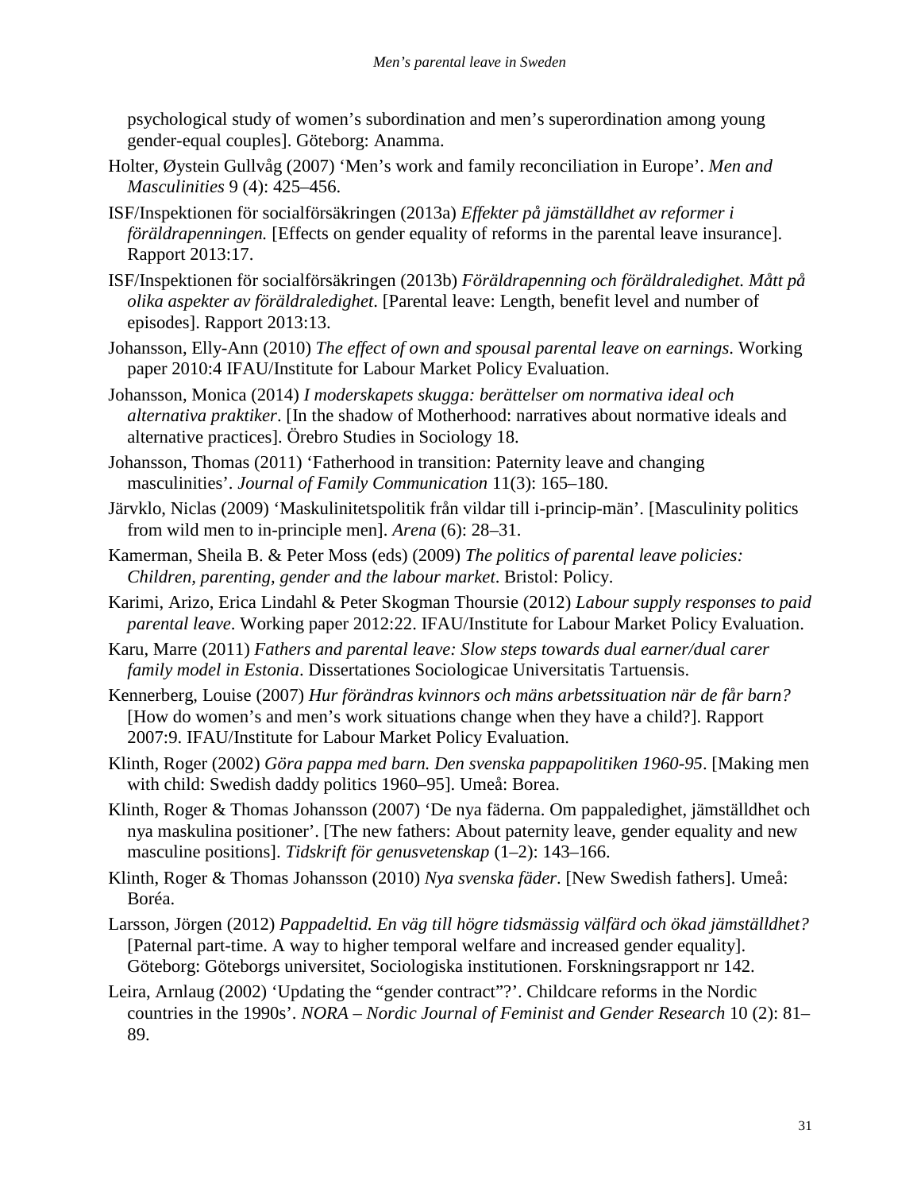psychological study of women's subordination and men's superordination among young gender-equal couples]. Göteborg: Anamma.

Holter, Øystein Gullvåg (2007) 'Men's work and family reconciliation in Europe'. *Men and Masculinities* 9 (4): 425–456.

ISF/Inspektionen för socialförsäkringen (2013a) *Effekter på jämställdhet av reformer i föräldrapenningen.* [Effects on gender equality of reforms in the parental leave insurance]. Rapport 2013:17.

ISF/Inspektionen för socialförsäkringen (2013b) *Föräldrapenning och föräldraledighet. Mått på olika aspekter av föräldraledighet*. [Parental leave: Length, benefit level and number of episodes]. Rapport 2013:13.

Johansson, Elly-Ann (2010) *The effect of own and spousal parental leave on earnings*. Working paper 2010:4 IFAU/Institute for Labour Market Policy Evaluation.

Johansson, Monica (2014) *I moderskapets skugga: berättelser om normativa ideal och alternativa praktiker*. [In the shadow of Motherhood: narratives about normative ideals and alternative practices]. Örebro Studies in Sociology 18.

Johansson, Thomas (2011) 'Fatherhood in transition: Paternity leave and changing masculinities'. *Journal of Family Communication* 11(3): 165–180.

Järvklo, Niclas (2009) 'Maskulinitetspolitik från vildar till i-princip-män'. [Masculinity politics from wild men to in-principle men]. *Arena* (6): 28–31.

Kamerman, Sheila B. & Peter Moss (eds) (2009) *The politics of parental leave policies: Children, parenting, gender and the labour market*. Bristol: Policy.

Karimi, Arizo, Erica Lindahl & Peter Skogman Thoursie (2012) *Labour supply responses to paid parental leave*. Working paper 2012:22. IFAU/Institute for Labour Market Policy Evaluation.

Karu, Marre (2011) *Fathers and parental leave: Slow steps towards dual earner/dual carer family model in Estonia*. Dissertationes Sociologicae Universitatis Tartuensis.

Kennerberg, Louise (2007) *Hur förändras kvinnors och mäns arbetssituation när de får barn?* [How do women's and men's work situations change when they have a child?]. Rapport 2007:9. IFAU/Institute for Labour Market Policy Evaluation.

Klinth, Roger (2002) *Göra pappa med barn. Den svenska pappapolitiken 1960-95*. [Making men with child: Swedish daddy politics 1960–95]. Umeå: Borea.

Klinth, Roger & Thomas Johansson (2007) 'De nya fäderna. Om pappaledighet, jämställdhet och nya maskulina positioner'. [The new fathers: About paternity leave, gender equality and new masculine positions]. *Tidskrift för genusvetenskap* (1–2): 143–166.

Klinth, Roger & Thomas Johansson (2010) *Nya svenska fäder*. [New Swedish fathers]. Umeå: Boréa.

Larsson, Jörgen (2012) *Pappadeltid. En väg till högre tidsmässig välfärd och ökad jämställdhet?* [Paternal part-time. A way to higher temporal welfare and increased gender equality]. Göteborg: Göteborgs universitet, Sociologiska institutionen. Forskningsrapport nr 142.

Leira, Arnlaug (2002) 'Updating the "gender contract"?'. Childcare reforms in the Nordic countries in the 1990s'. *NORA – Nordic Journal of Feminist and Gender Research* 10 (2): 81–89.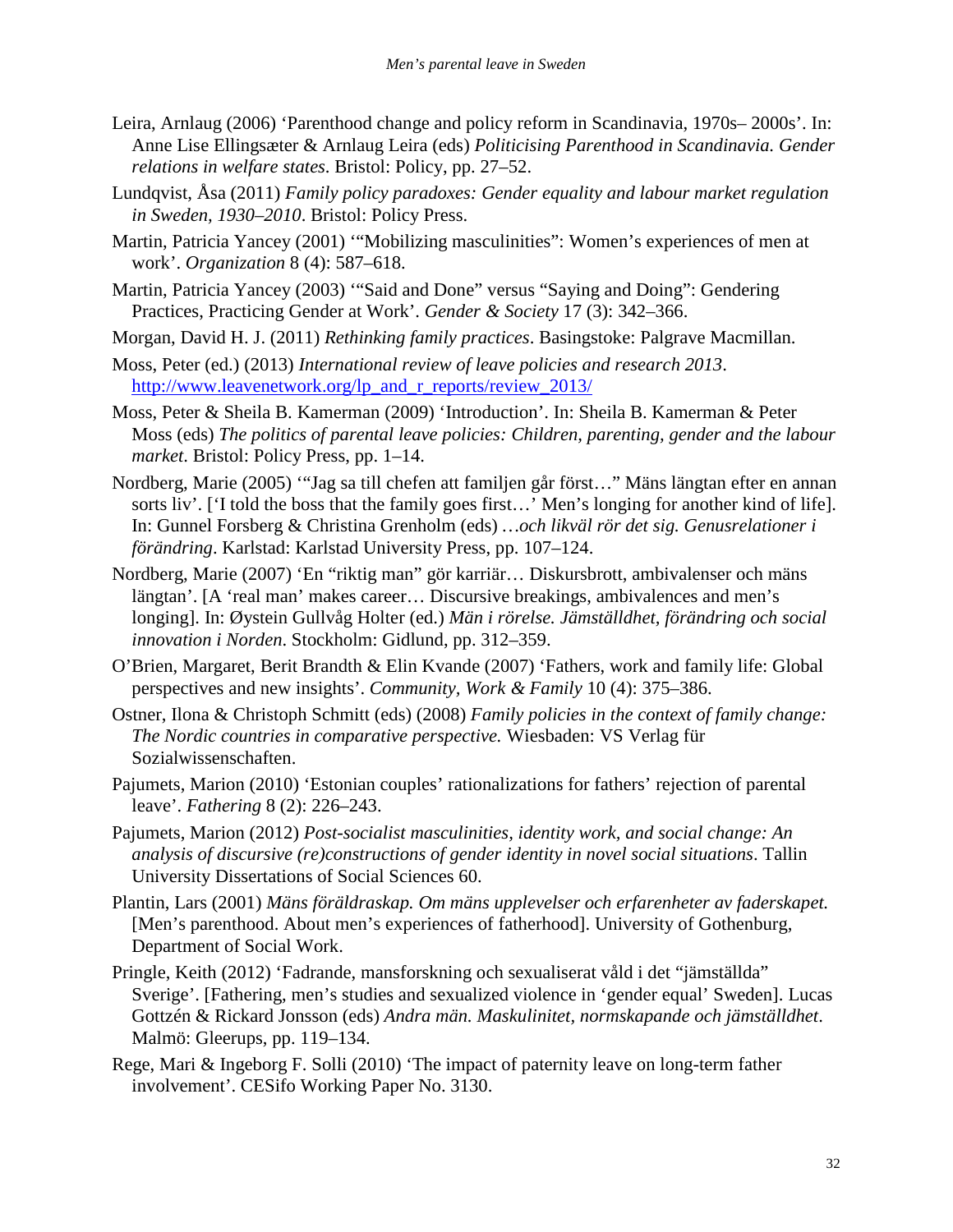Leira, Arnlaug (2006) 'Parenthood change and policy reform in Scandinavia, 1970s– 2000s'. In: Anne Lise Ellingsæter & Arnlaug Leira (eds) *Politicising Parenthood in Scandinavia. Gender relations in welfare states*. Bristol: Policy, pp. 27–52.

Lundqvist, Åsa (2011) *Family policy paradoxes: Gender equality and labour market regulation in Sweden, 1930–2010*. Bristol: Policy Press.

Martin, Patricia Yancey (2001) '"Mobilizing masculinities": Women's experiences of men at work'. *Organization* 8 (4): 587–618.

Martin, Patricia Yancey (2003) '"Said and Done" versus "Saying and Doing": Gendering Practices, Practicing Gender at Work'. *Gender & Society* 17 (3): 342–366.

Morgan, David H. J. (2011) *Rethinking family practices*. Basingstoke: Palgrave Macmillan.

Moss, Peter (ed.) (2013) *International review of leave policies and research 2013*. http://www.leavenetwork.org/lp_and_r_reports/review_2013/

Moss, Peter & Sheila B. Kamerman (2009) 'Introduction'. In: Sheila B. Kamerman & Peter Moss (eds) *The politics of parental leave policies: Children, parenting, gender and the labour market*. Bristol: Policy Press, pp. 1–14.

Nordberg, Marie (2005) '"Jag sa till chefen att familjen går först…" Mäns längtan efter en annan sorts liv'. ['I told the boss that the family goes first…' Men's longing for another kind of life]. In: Gunnel Forsberg & Christina Grenholm (eds) *…och likväl rör det sig. Genusrelationer i förändring*. Karlstad: Karlstad University Press, pp. 107–124.

Nordberg, Marie (2007) 'En "riktig man" gör karriär… Diskursbrott, ambivalenser och mäns längtan'. [A 'real man' makes career… Discursive breakings, ambivalences and men's longing]. In: Øystein Gullvåg Holter (ed.) *Män i rörelse. Jämställdhet, förändring och social innovation i Norden*. Stockholm: Gidlund, pp. 312–359.

O'Brien, Margaret, Berit Brandth & Elin Kvande (2007) 'Fathers, work and family life: Global perspectives and new insights'. *Community, Work & Family* 10 (4): 375–386.

Ostner, Ilona & Christoph Schmitt (eds) (2008) *Family policies in the context of family change: The Nordic countries in comparative perspective.* Wiesbaden: VS Verlag für Sozialwissenschaften.

Pajumets, Marion (2010) 'Estonian couples' rationalizations for fathers' rejection of parental leave'. *Fathering* 8 (2): 226–243.

Pajumets, Marion (2012) *Post-socialist masculinities, identity work, and social change: An analysis of discursive (re)constructions of gender identity in novel social situations*. Tallin University Dissertations of Social Sciences 60.

Plantin, Lars (2001) *Mäns föräldraskap. Om mäns upplevelser och erfarenheter av faderskapet.* [Men's parenthood. About men's experiences of fatherhood]. University of Gothenburg, Department of Social Work.

Pringle, Keith (2012) 'Fadrande, mansforskning och sexualiserat våld i det "jämställda" Sverige'. [Fathering, men's studies and sexualized violence in 'gender equal' Sweden]. Lucas Gottzén & Rickard Jonsson (eds) *Andra män. Maskulinitet, normskapande och jämställdhet*. Malmö: Gleerups, pp. 119–134.

Rege, Mari & Ingeborg F. Solli (2010) 'The impact of paternity leave on long-term father involvement'. CESifo Working Paper No. 3130.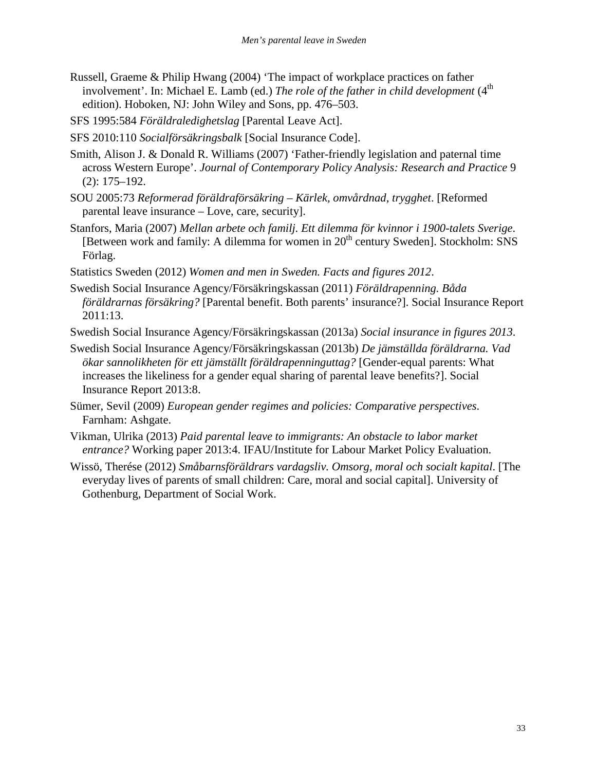Russell, Graeme & Philip Hwang (2004) 'The impact of workplace practices on father involvement'. In: Michael E. Lamb (ed.) *The role of the father in child development* (4th edition). Hoboken, NJ: John Wiley and Sons, pp. 476–503.

SFS 1995:584 *Föräldraledighetslag* [Parental Leave Act].

SFS 2010:110 *Socialförsäkringsbalk* [Social Insurance Code].

Smith, Alison J. & Donald R. Williams (2007) 'Father-friendly legislation and paternal time across Western Europe'. *Journal of Contemporary Policy Analysis: Research and Practice* 9 (2): 175–192.

SOU 2005:73 *Reformerad föräldraförsäkring – Kärlek, omvårdnad, trygghet*. [Reformed parental leave insurance – Love, care, security].

Stanfors, Maria (2007) *Mellan arbete och familj. Ett dilemma för kvinnor i 1900-talets Sverige*. [Between work and family: A dilemma for women in 20th century Sweden]. Stockholm: SNS Förlag.

Statistics Sweden (2012) *Women and men in Sweden. Facts and figures 2012*.

Swedish Social Insurance Agency/Försäkringskassan (2011) *Föräldrapenning. Båda föräldrarnas försäkring?* [Parental benefit. Both parents' insurance?]. Social Insurance Report 2011:13.

Swedish Social Insurance Agency/Försäkringskassan (2013a) *Social insurance in figures 2013*.

Swedish Social Insurance Agency/Försäkringskassan (2013b) *De jämställda föräldrarna. Vad ökar sannolikheten för ett jämställt föräldrapenninguttag?* [Gender-equal parents: What increases the likeliness for a gender equal sharing of parental leave benefits?]. Social Insurance Report 2013:8.

Sümer, Sevil (2009) *European gender regimes and policies: Comparative perspectives*. Farnham: Ashgate.

Vikman, Ulrika (2013) *Paid parental leave to immigrants: An obstacle to labor market entrance?* Working paper 2013:4. IFAU/Institute for Labour Market Policy Evaluation.

Wissö, Therése (2012) *Småbarnsföräldrars vardagsliv. Omsorg, moral och socialt kapital*. [The everyday lives of parents of small children: Care, moral and social capital]. University of Gothenburg, Department of Social Work.